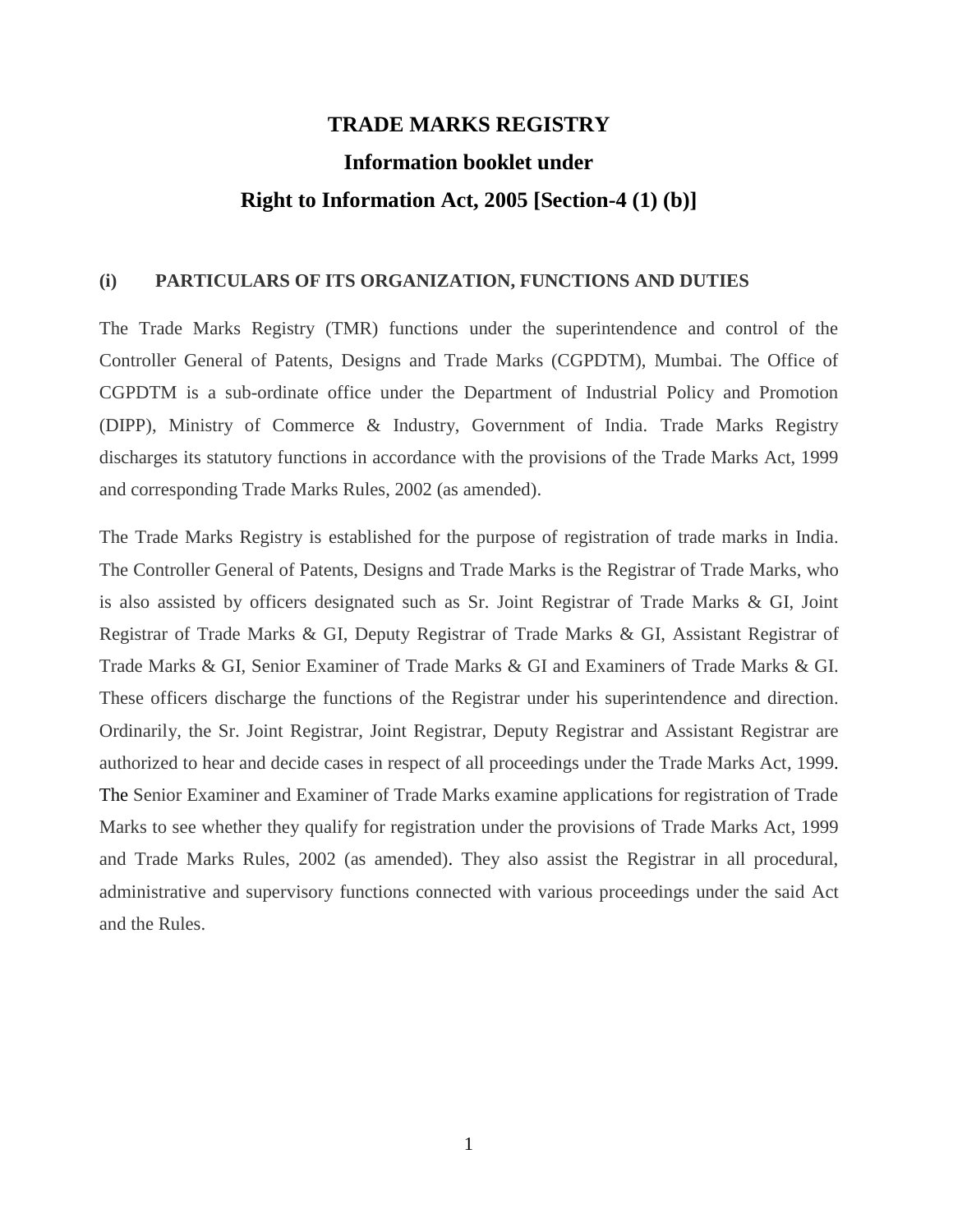# TRADE MARKS REGISTRY

## Information booklet under

## Right to Information Act, 2005 [Section-4 (1) (b)]

### (i) PARTICULARS OF ITS ORGANIZATION, FUNCTIONS AND DUTIES

The Trade Marks Registry (TMR) functions under the superintendence and control of the Controller General of Patents, Designs and Trade Marks (CGPDTM), Mumbai. The Office of CGPDTM is a sub-ordinate office under the Department of Industrial Policy and Promotion (DIPP), Ministry of Commerce & Industry, Government of India. Trade Marks Registry discharges its statutory functions in accordance with the provisions of the Trade Marks Act, 1999 and corresponding Trade Marks Rules, 2002 (as amended).

The Trade Marks Registry is established for the purpose of registration of trade marks in India. The Controller General of Patents, Designs and Trade Marks is the Registrar of Trade Marks, who is also assisted by officers designated such as Sr. Joint Registrar of Trade Marks & GI, Joint Registrar of Trade Marks & GI, Deputy Registrar of Trade Marks & GI, Assistant Registrar of Trade Marks & GI, Senior Examiner of Trade Marks & GI and Examiners of Trade Marks & GI. These officers discharge the functions of the Registrar under his superintendence and direction. Ordinarily, the Sr. Joint Registrar, Joint Registrar, Deputy Registrar and Assistant Registrar are authorized to hear and decide cases in respect of all proceedings under the Trade Marks Act, 1999. The Senior Examiner and Examiner of Trade Marks examine applications for registration of Trade Marks to see whether they qualify for registration under the provisions of Trade Marks Act, 1999 and Trade Marks Rules, 2002 (as amended). They also assist the Registrar in all procedural, administrative and supervisory functions connected with various proceedings under the said Act and the Rules.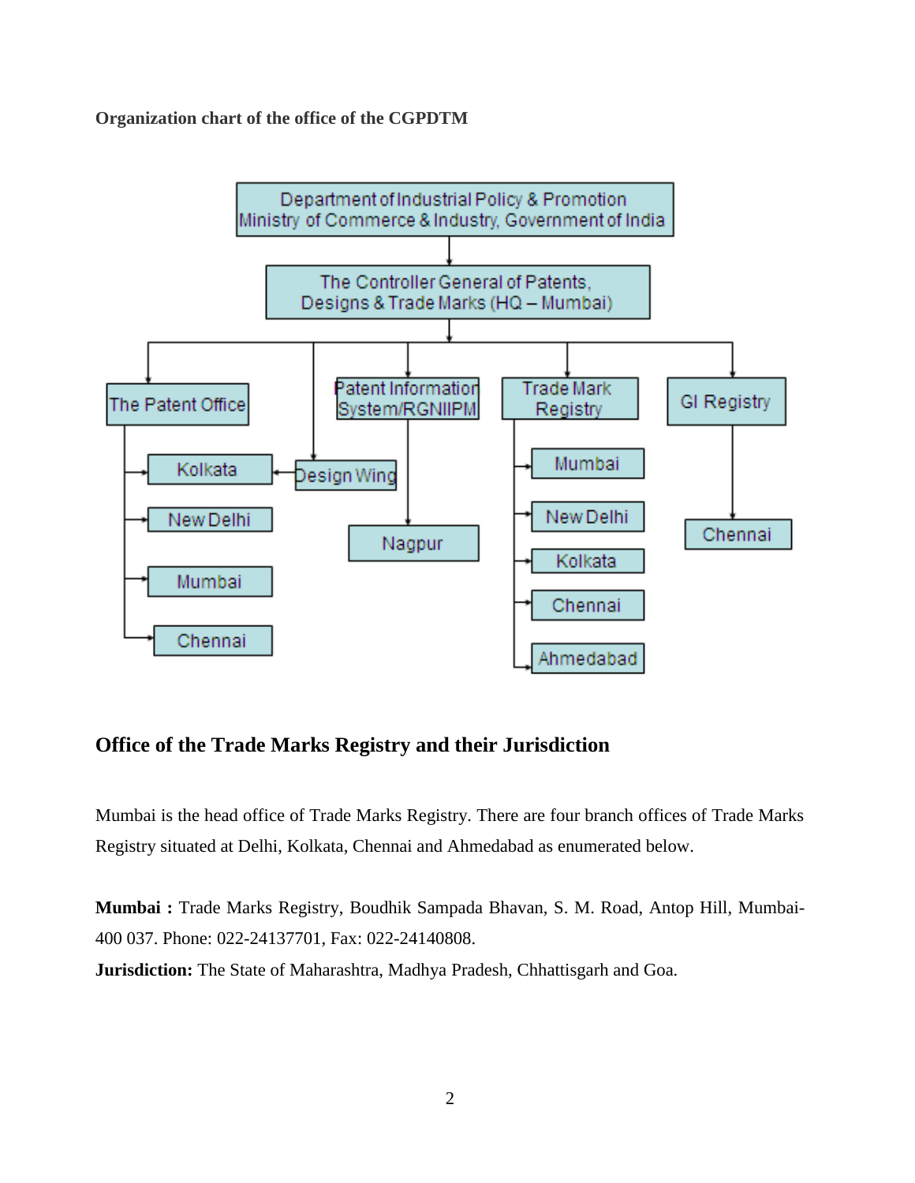**Organization chart of the office of the CGPDTM**

- Department of Industrial Policy & Promotion, Ministry of Commerce & Industry, Government of India
  - The Controller General of Patents, Designs & Trade Marks (HQ – Mumbai)
    - The Patent Office
      - Kolkata
      - New Delhi
      - Mumbai
      - Chennai
    - Design Wing (→ Kolkata)
    - Patent Information System/RGNIIPM
      - Nagpur
    - Trade Mark Registry
      - Mumbai
      - New Delhi
      - Kolkata
      - Chennai
      - Ahmedabad
    - GI Registry
      - Chennai

## Office of the Trade Marks Registry and their Jurisdiction

Mumbai is the head office of Trade Marks Registry. There are four branch offices of Trade Marks Registry situated at Delhi, Kolkata, Chennai and Ahmedabad as enumerated below.

**Mumbai :** Trade Marks Registry, Boudhik Sampada Bhavan, S. M. Road, Antop Hill, Mumbai-400 037. Phone: 022-24137701, Fax: 022-24140808.
**Jurisdiction:** The State of Maharashtra, Madhya Pradesh, Chhattisgarh and Goa.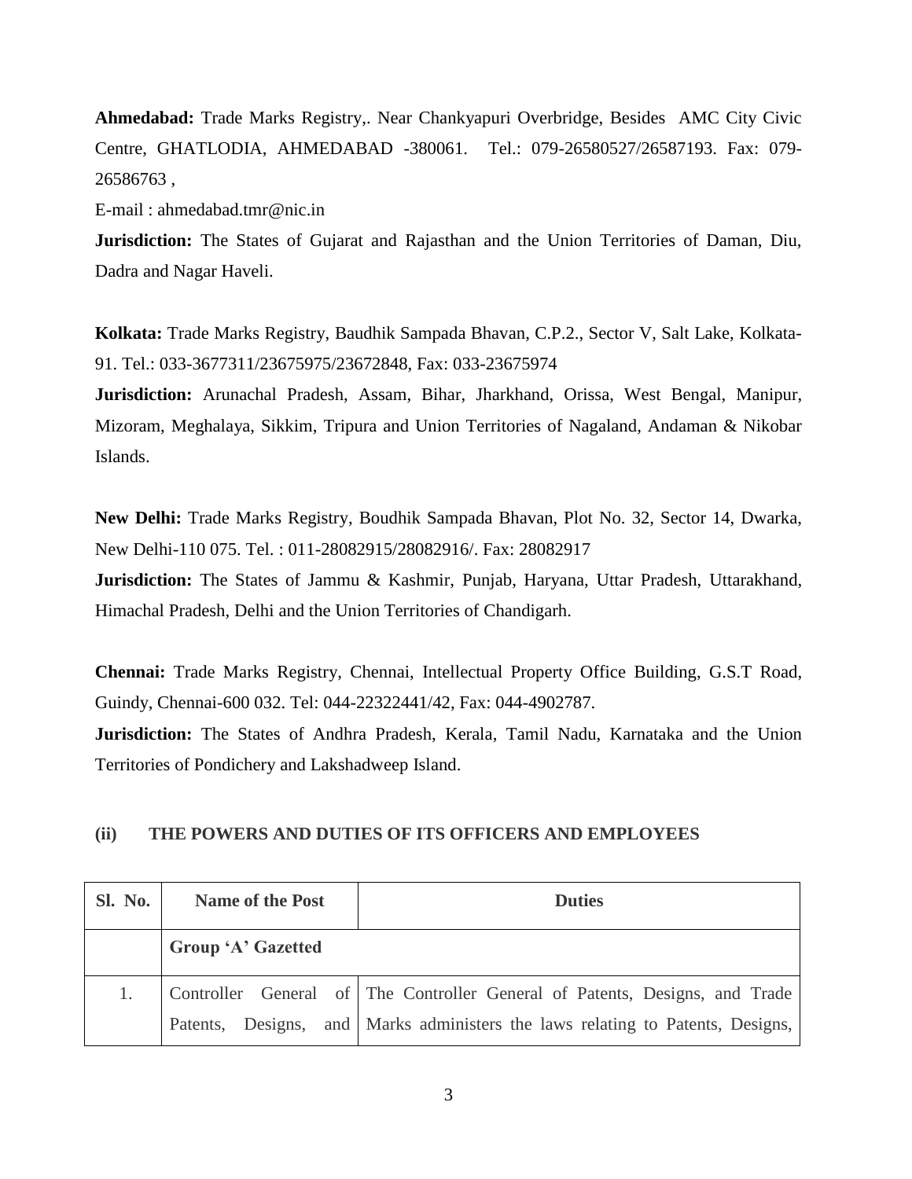**Ahmedabad:** Trade Marks Registry,. Near Chankyapuri Overbridge, Besides AMC City Civic Centre, GHATLODIA, AHMEDABAD -380061. Tel.: 079-26580527/26587193. Fax: 079-26586763 ,

E-mail : ahmedabad.tmr@nic.in

**Jurisdiction:** The States of Gujarat and Rajasthan and the Union Territories of Daman, Diu, Dadra and Nagar Haveli.

**Kolkata:** Trade Marks Registry, Baudhik Sampada Bhavan, C.P.2., Sector V, Salt Lake, Kolkata-91. Tel.: 033-3677311/23675975/23672848, Fax: 033-23675974

**Jurisdiction:** Arunachal Pradesh, Assam, Bihar, Jharkhand, Orissa, West Bengal, Manipur, Mizoram, Meghalaya, Sikkim, Tripura and Union Territories of Nagaland, Andaman & Nikobar Islands.

**New Delhi:** Trade Marks Registry, Boudhik Sampada Bhavan, Plot No. 32, Sector 14, Dwarka, New Delhi-110 075. Tel. : 011-28082915/28082916/. Fax: 28082917

**Jurisdiction:** The States of Jammu & Kashmir, Punjab, Haryana, Uttar Pradesh, Uttarakhand, Himachal Pradesh, Delhi and the Union Territories of Chandigarh.

**Chennai:** Trade Marks Registry, Chennai, Intellectual Property Office Building, G.S.T Road, Guindy, Chennai-600 032. Tel: 044-22322441/42, Fax: 044-4902787.

**Jurisdiction:** The States of Andhra Pradesh, Kerala, Tamil Nadu, Karnataka and the Union Territories of Pondichery and Lakshadweep Island.

## (ii) THE POWERS AND DUTIES OF ITS OFFICERS AND EMPLOYEES

| Sl. No. | Name of the Post | Duties |
|---|---|---|
| | **Group 'A' Gazetted** | |
| 1. | Controller General of Patents, Designs, and | The Controller General of Patents, Designs, and Trade Marks administers the laws relating to Patents, Designs, |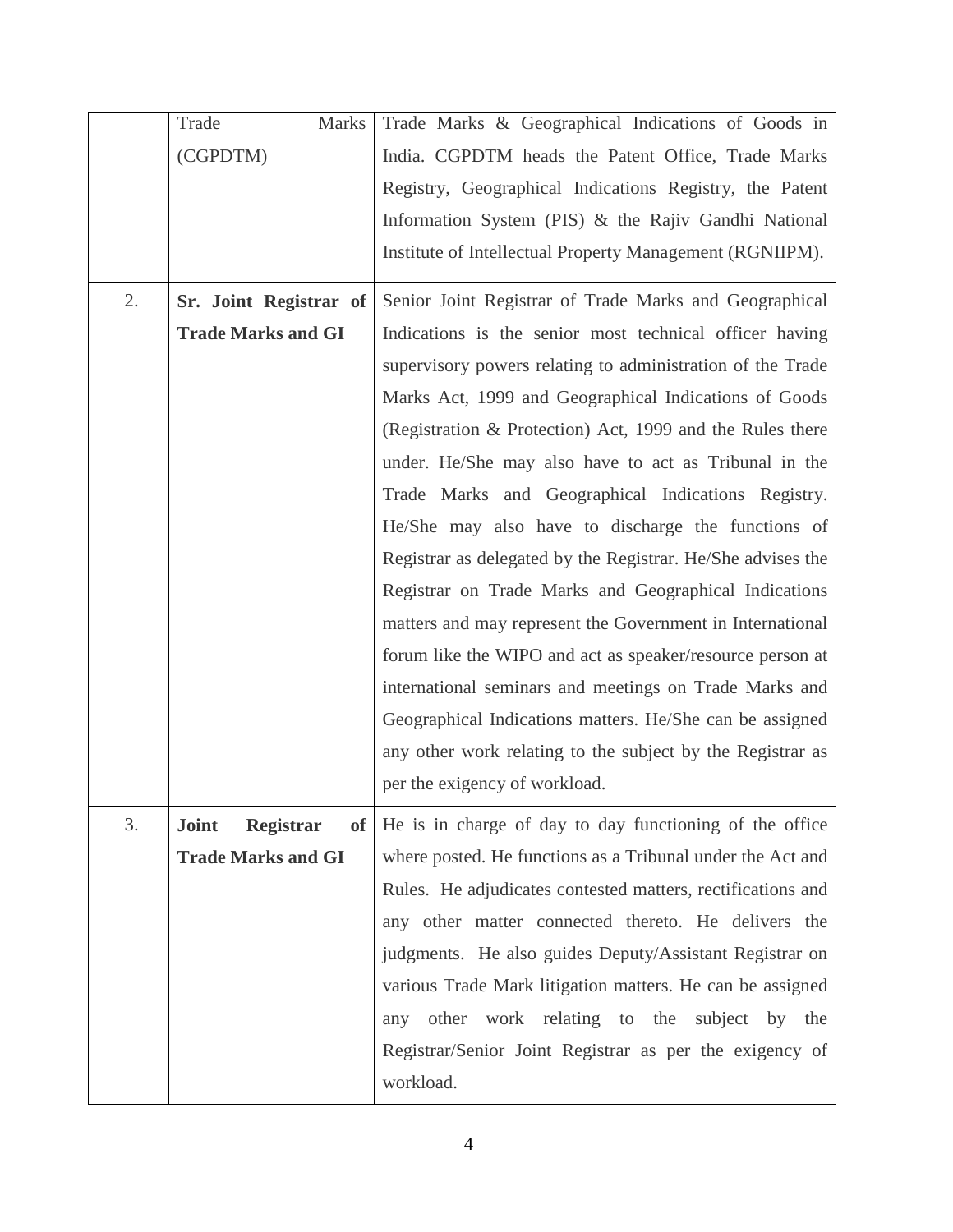| | | |
|---|---|---|
| | Trade Marks (CGPDTM) | Trade Marks & Geographical Indications of Goods in India. CGPDTM heads the Patent Office, Trade Marks Registry, Geographical Indications Registry, the Patent Information System (PIS) & the Rajiv Gandhi National Institute of Intellectual Property Management (RGNIIPM). |
| 2. | **Sr. Joint Registrar of Trade Marks and GI** | Senior Joint Registrar of Trade Marks and Geographical Indications is the senior most technical officer having supervisory powers relating to administration of the Trade Marks Act, 1999 and Geographical Indications of Goods (Registration & Protection) Act, 1999 and the Rules there under. He/She may also have to act as Tribunal in the Trade Marks and Geographical Indications Registry. He/She may also have to discharge the functions of Registrar as delegated by the Registrar. He/She advises the Registrar on Trade Marks and Geographical Indications matters and may represent the Government in International forum like the WIPO and act as speaker/resource person at international seminars and meetings on Trade Marks and Geographical Indications matters. He/She can be assigned any other work relating to the subject by the Registrar as per the exigency of workload. |
| 3. | **Joint Registrar of Trade Marks and GI** | He is in charge of day to day functioning of the office where posted. He functions as a Tribunal under the Act and Rules. He adjudicates contested matters, rectifications and any other matter connected thereto. He delivers the judgments. He also guides Deputy/Assistant Registrar on various Trade Mark litigation matters. He can be assigned any other work relating to the subject by the Registrar/Senior Joint Registrar as per the exigency of workload. |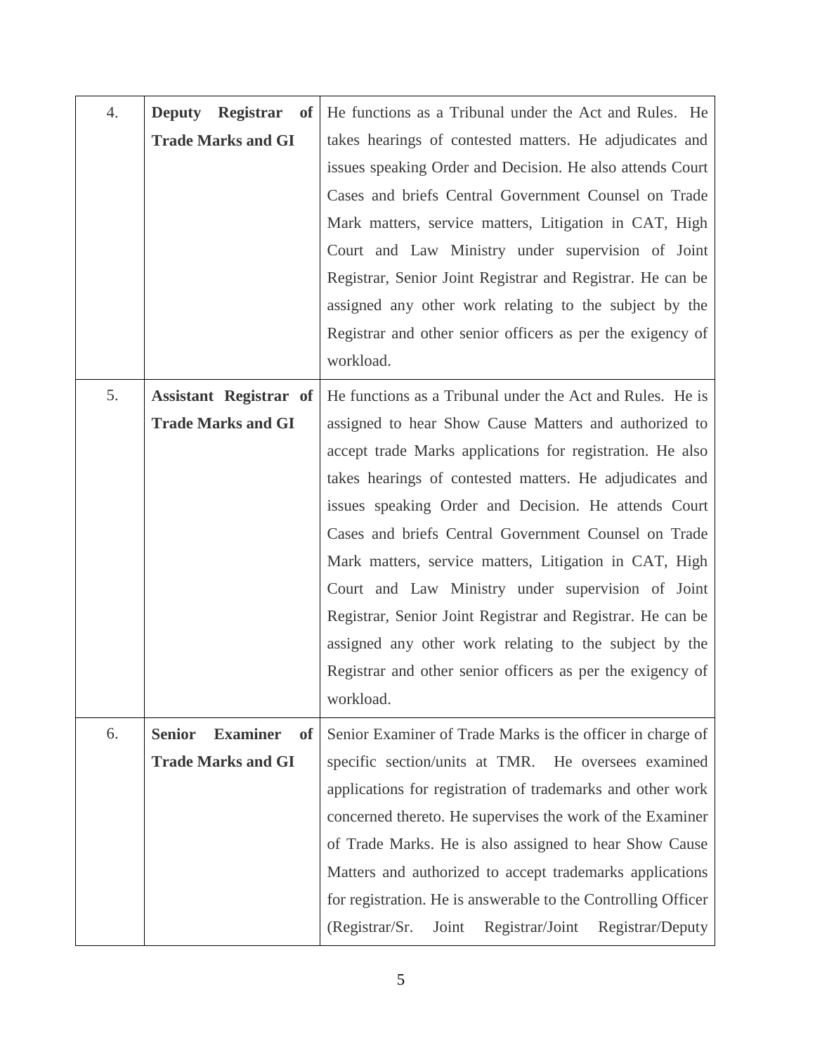| 4. | **Deputy Registrar of Trade Marks and GI** | He functions as a Tribunal under the Act and Rules. He takes hearings of contested matters. He adjudicates and issues speaking Order and Decision. He also attends Court Cases and briefs Central Government Counsel on Trade Mark matters, service matters, Litigation in CAT, High Court and Law Ministry under supervision of Joint Registrar, Senior Joint Registrar and Registrar. He can be assigned any other work relating to the subject by the Registrar and other senior officers as per the exigency of workload. |
|---|---|---|
| 5. | **Assistant Registrar of Trade Marks and GI** | He functions as a Tribunal under the Act and Rules. He is assigned to hear Show Cause Matters and authorized to accept trade Marks applications for registration. He also takes hearings of contested matters. He adjudicates and issues speaking Order and Decision. He attends Court Cases and briefs Central Government Counsel on Trade Mark matters, service matters, Litigation in CAT, High Court and Law Ministry under supervision of Joint Registrar, Senior Joint Registrar and Registrar. He can be assigned any other work relating to the subject by the Registrar and other senior officers as per the exigency of workload. |
| 6. | **Senior Examiner of Trade Marks and GI** | Senior Examiner of Trade Marks is the officer in charge of specific section/units at TMR. He oversees examined applications for registration of trademarks and other work concerned thereto. He supervises the work of the Examiner of Trade Marks. He is also assigned to hear Show Cause Matters and authorized to accept trademarks applications for registration. He is answerable to the Controlling Officer (Registrar/Sr. Joint Registrar/Joint Registrar/Deputy |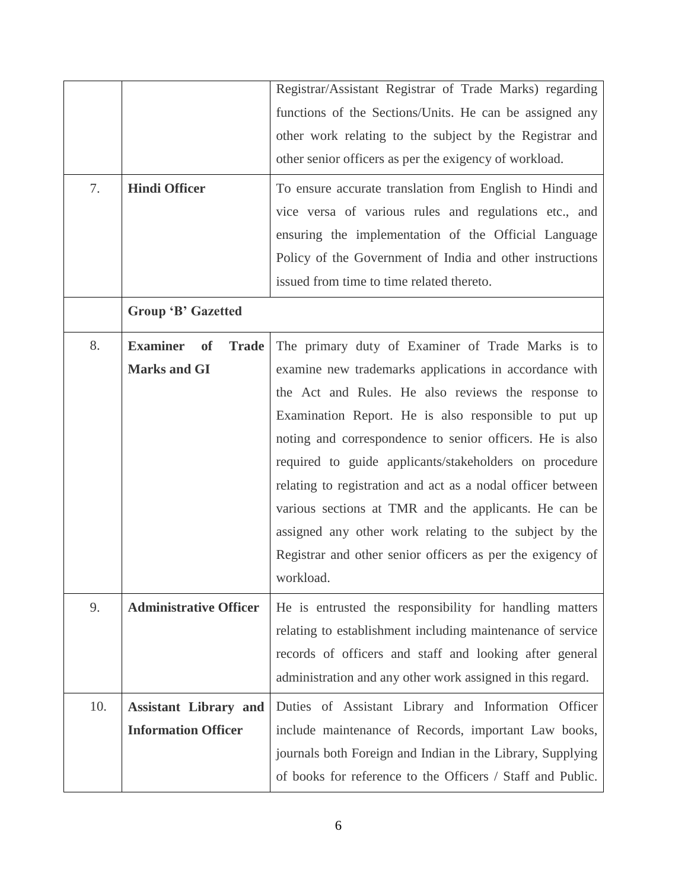| | | |
|---|---|---|
| | | Registrar/Assistant Registrar of Trade Marks) regarding functions of the Sections/Units. He can be assigned any other work relating to the subject by the Registrar and other senior officers as per the exigency of workload. |
| 7. | **Hindi Officer** | To ensure accurate translation from English to Hindi and vice versa of various rules and regulations etc., and ensuring the implementation of the Official Language Policy of the Government of India and other instructions issued from time to time related thereto. |
| | **Group 'B' Gazetted** | |
| 8. | **Examiner of Trade Marks and GI** | The primary duty of Examiner of Trade Marks is to examine new trademarks applications in accordance with the Act and Rules. He also reviews the response to Examination Report. He is also responsible to put up noting and correspondence to senior officers. He is also required to guide applicants/stakeholders on procedure relating to registration and act as a nodal officer between various sections at TMR and the applicants. He can be assigned any other work relating to the subject by the Registrar and other senior officers as per the exigency of workload. |
| 9. | **Administrative Officer** | He is entrusted the responsibility for handling matters relating to establishment including maintenance of service records of officers and staff and looking after general administration and any other work assigned in this regard. |
| 10. | **Assistant Library and Information Officer** | Duties of Assistant Library and Information Officer include maintenance of Records, important Law books, journals both Foreign and Indian in the Library, Supplying of books for reference to the Officers / Staff and Public. |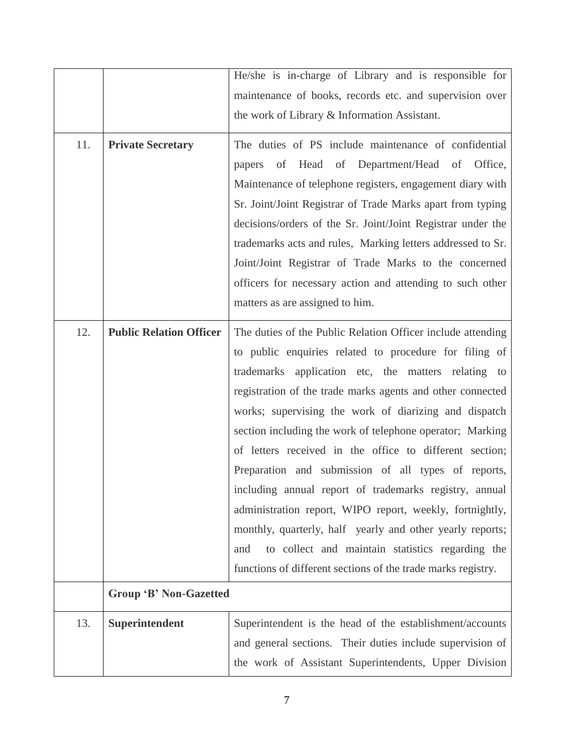| | | |
|---|---|---|
| | | He/she is in-charge of Library and is responsible for maintenance of books, records etc. and supervision over the work of Library & Information Assistant. |
| 11. | **Private Secretary** | The duties of PS include maintenance of confidential papers of Head of Department/Head of Office, Maintenance of telephone registers, engagement diary with Sr. Joint/Joint Registrar of Trade Marks apart from typing decisions/orders of the Sr. Joint/Joint Registrar under the trademarks acts and rules, Marking letters addressed to Sr. Joint/Joint Registrar of Trade Marks to the concerned officers for necessary action and attending to such other matters as are assigned to him. |
| 12. | **Public Relation Officer** | The duties of the Public Relation Officer include attending to public enquiries related to procedure for filing of trademarks application etc, the matters relating to registration of the trade marks agents and other connected works; supervising the work of diarizing and dispatch section including the work of telephone operator; Marking of letters received in the office to different section; Preparation and submission of all types of reports, including annual report of trademarks registry, annual administration report, WIPO report, weekly, fortnightly, monthly, quarterly, half yearly and other yearly reports; and to collect and maintain statistics regarding the functions of different sections of the trade marks registry. |
| | **Group 'B' Non-Gazetted** | |
| 13. | **Superintendent** | Superintendent is the head of the establishment/accounts and general sections. Their duties include supervision of the work of Assistant Superintendents, Upper Division |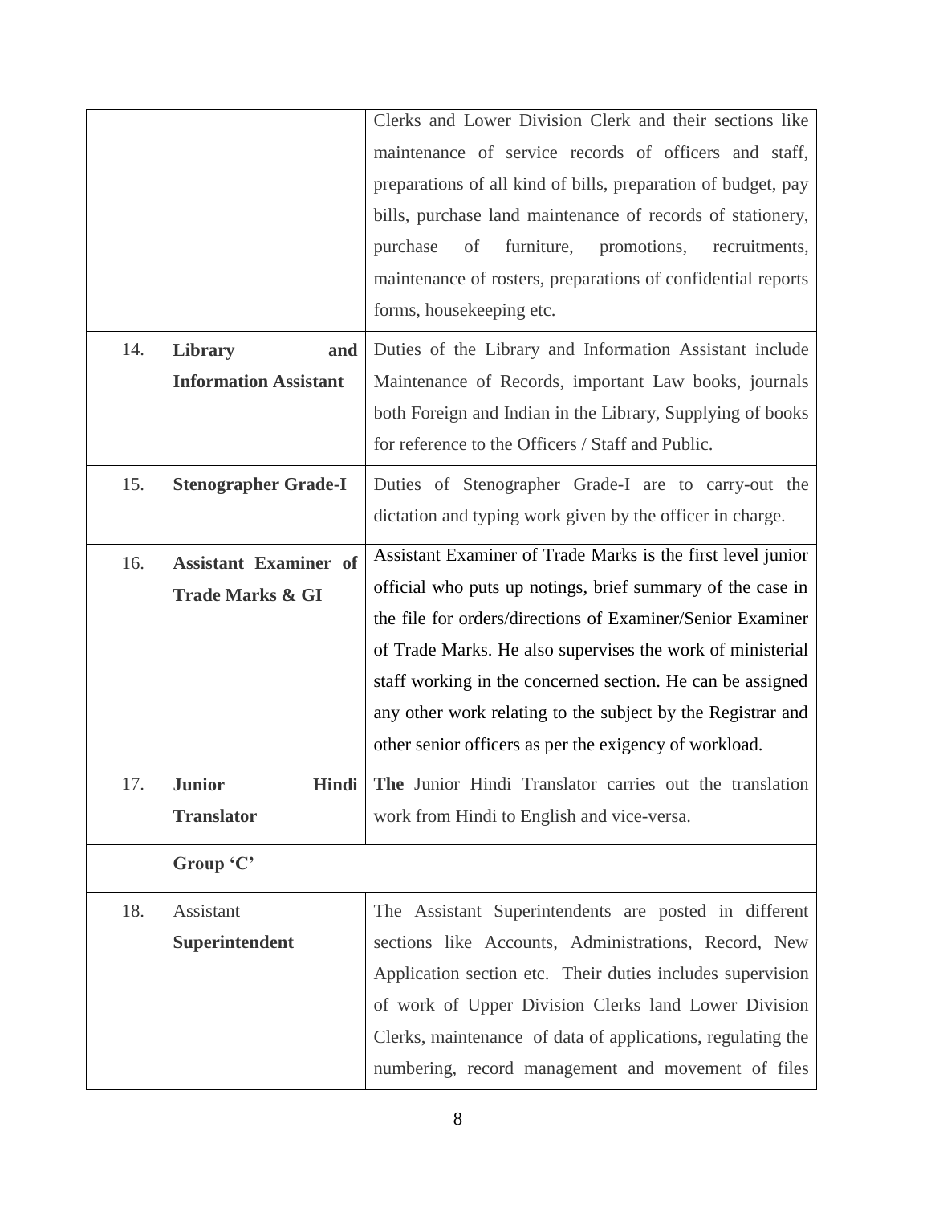| | | |
|---|---|---|
| | | Clerks and Lower Division Clerk and their sections like maintenance of service records of officers and staff, preparations of all kind of bills, preparation of budget, pay bills, purchase land maintenance of records of stationery, purchase of furniture, promotions, recruitments, maintenance of rosters, preparations of confidential reports forms, housekeeping etc. |
| 14. | **Library and Information Assistant** | Duties of the Library and Information Assistant include Maintenance of Records, important Law books, journals both Foreign and Indian in the Library, Supplying of books for reference to the Officers / Staff and Public. |
| 15. | **Stenographer Grade-I** | Duties of Stenographer Grade-I are to carry-out the dictation and typing work given by the officer in charge. |
| 16. | **Assistant Examiner of Trade Marks & GI** | Assistant Examiner of Trade Marks is the first level junior official who puts up notings, brief summary of the case in the file for orders/directions of Examiner/Senior Examiner of Trade Marks. He also supervises the work of ministerial staff working in the concerned section. He can be assigned any other work relating to the subject by the Registrar and other senior officers as per the exigency of workload. |
| 17. | **Junior Hindi Translator** | **The** Junior Hindi Translator carries out the translation work from Hindi to English and vice-versa. |
| | **Group 'C'** | |
| 18. | Assistant **Superintendent** | The Assistant Superintendents are posted in different sections like Accounts, Administrations, Record, New Application section etc. Their duties includes supervision of work of Upper Division Clerks land Lower Division Clerks, maintenance of data of applications, regulating the numbering, record management and movement of files |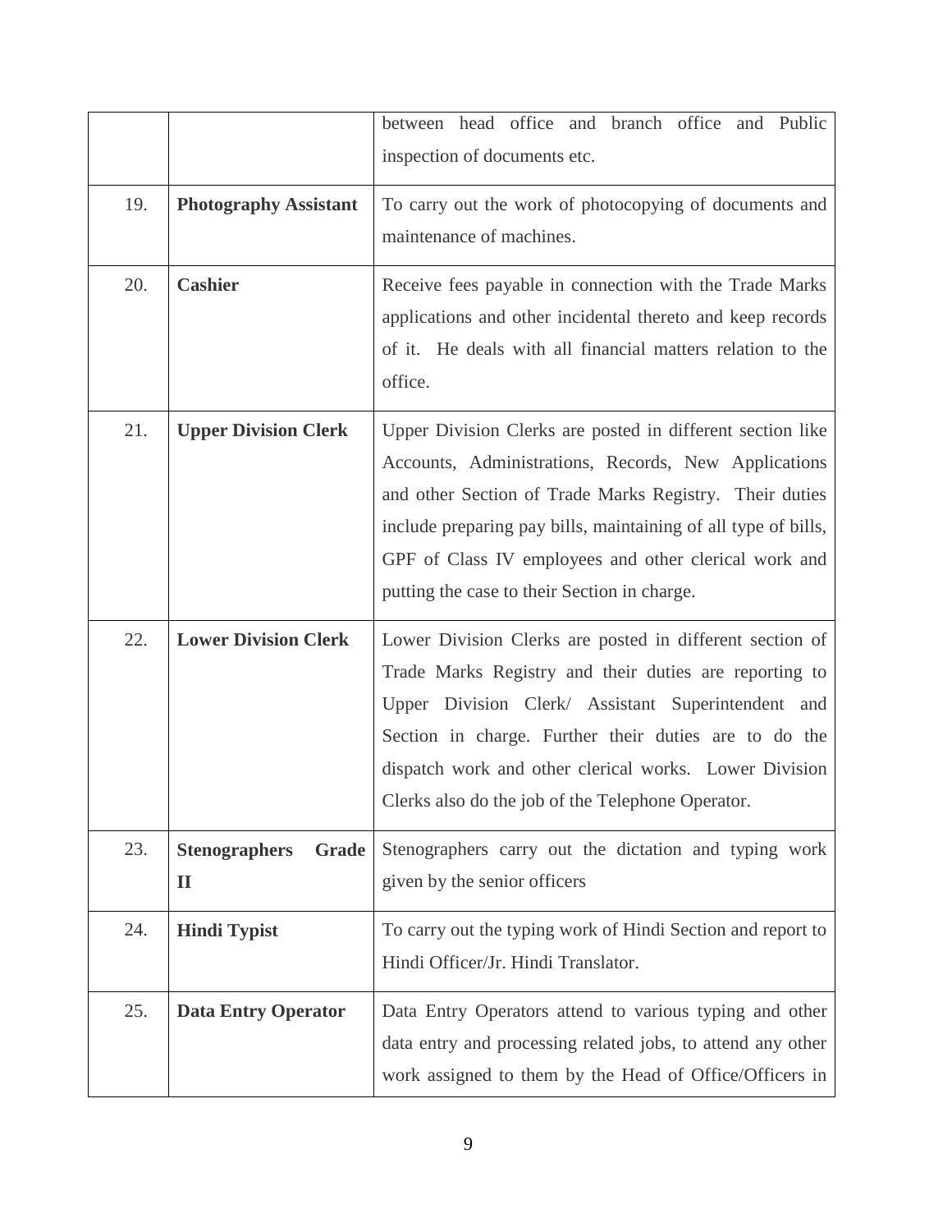| | | |
|---|---|---|
| | | between head office and branch office and Public inspection of documents etc. |
| 19. | **Photography Assistant** | To carry out the work of photocopying of documents and maintenance of machines. |
| 20. | **Cashier** | Receive fees payable in connection with the Trade Marks applications and other incidental thereto and keep records of it. He deals with all financial matters relation to the office. |
| 21. | **Upper Division Clerk** | Upper Division Clerks are posted in different section like Accounts, Administrations, Records, New Applications and other Section of Trade Marks Registry. Their duties include preparing pay bills, maintaining of all type of bills, GPF of Class IV employees and other clerical work and putting the case to their Section in charge. |
| 22. | **Lower Division Clerk** | Lower Division Clerks are posted in different section of Trade Marks Registry and their duties are reporting to Upper Division Clerk/ Assistant Superintendent and Section in charge. Further their duties are to do the dispatch work and other clerical works. Lower Division Clerks also do the job of the Telephone Operator. |
| 23. | **Stenographers Grade II** | Stenographers carry out the dictation and typing work given by the senior officers |
| 24. | **Hindi Typist** | To carry out the typing work of Hindi Section and report to Hindi Officer/Jr. Hindi Translator. |
| 25. | **Data Entry Operator** | Data Entry Operators attend to various typing and other data entry and processing related jobs, to attend any other work assigned to them by the Head of Office/Officers in |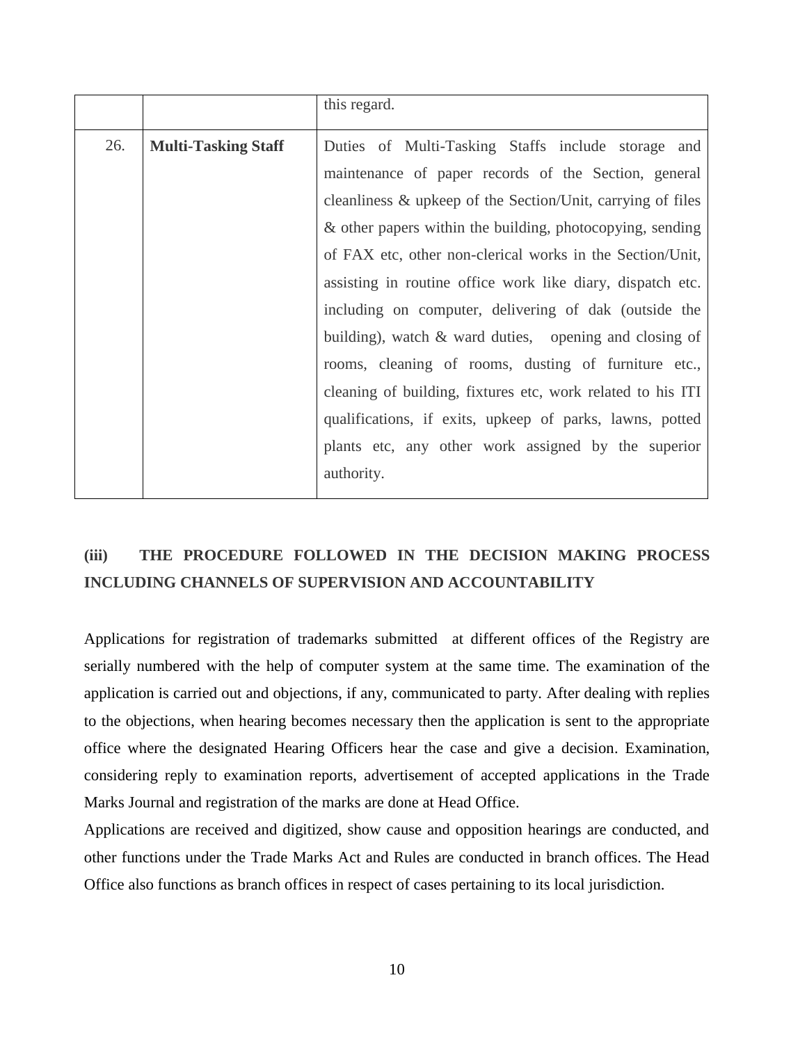| | | this regard. |
|---|---|---|
| 26. | **Multi-Tasking Staff** | Duties of Multi-Tasking Staffs include storage and maintenance of paper records of the Section, general cleanliness & upkeep of the Section/Unit, carrying of files & other papers within the building, photocopying, sending of FAX etc, other non-clerical works in the Section/Unit, assisting in routine office work like diary, dispatch etc. including on computer, delivering of dak (outside the building), watch & ward duties, opening and closing of rooms, cleaning of rooms, dusting of furniture etc., cleaning of building, fixtures etc, work related to his ITI qualifications, if exits, upkeep of parks, lawns, potted plants etc, any other work assigned by the superior authority. |

## (iii) THE PROCEDURE FOLLOWED IN THE DECISION MAKING PROCESS INCLUDING CHANNELS OF SUPERVISION AND ACCOUNTABILITY

Applications for registration of trademarks submitted at different offices of the Registry are serially numbered with the help of computer system at the same time. The examination of the application is carried out and objections, if any, communicated to party. After dealing with replies to the objections, when hearing becomes necessary then the application is sent to the appropriate office where the designated Hearing Officers hear the case and give a decision. Examination, considering reply to examination reports, advertisement of accepted applications in the Trade Marks Journal and registration of the marks are done at Head Office.

Applications are received and digitized, show cause and opposition hearings are conducted, and other functions under the Trade Marks Act and Rules are conducted in branch offices. The Head Office also functions as branch offices in respect of cases pertaining to its local jurisdiction.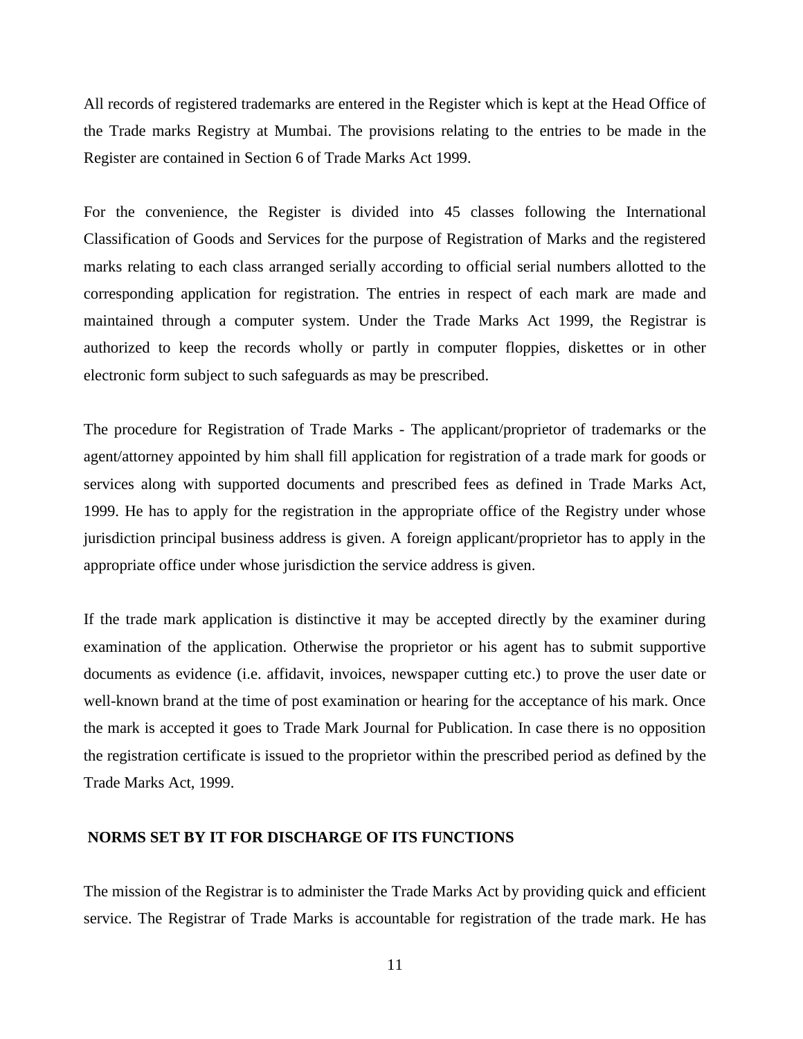All records of registered trademarks are entered in the Register which is kept at the Head Office of the Trade marks Registry at Mumbai. The provisions relating to the entries to be made in the Register are contained in Section 6 of Trade Marks Act 1999.

For the convenience, the Register is divided into 45 classes following the International Classification of Goods and Services for the purpose of Registration of Marks and the registered marks relating to each class arranged serially according to official serial numbers allotted to the corresponding application for registration. The entries in respect of each mark are made and maintained through a computer system. Under the Trade Marks Act 1999, the Registrar is authorized to keep the records wholly or partly in computer floppies, diskettes or in other electronic form subject to such safeguards as may be prescribed.

The procedure for Registration of Trade Marks - The applicant/proprietor of trademarks or the agent/attorney appointed by him shall fill application for registration of a trade mark for goods or services along with supported documents and prescribed fees as defined in Trade Marks Act, 1999. He has to apply for the registration in the appropriate office of the Registry under whose jurisdiction principal business address is given. A foreign applicant/proprietor has to apply in the appropriate office under whose jurisdiction the service address is given.

If the trade mark application is distinctive it may be accepted directly by the examiner during examination of the application. Otherwise the proprietor or his agent has to submit supportive documents as evidence (i.e. affidavit, invoices, newspaper cutting etc.) to prove the user date or well-known brand at the time of post examination or hearing for the acceptance of his mark. Once the mark is accepted it goes to Trade Mark Journal for Publication. In case there is no opposition the registration certificate is issued to the proprietor within the prescribed period as defined by the Trade Marks Act, 1999.

## NORMS SET BY IT FOR DISCHARGE OF ITS FUNCTIONS

The mission of the Registrar is to administer the Trade Marks Act by providing quick and efficient service. The Registrar of Trade Marks is accountable for registration of the trade mark. He has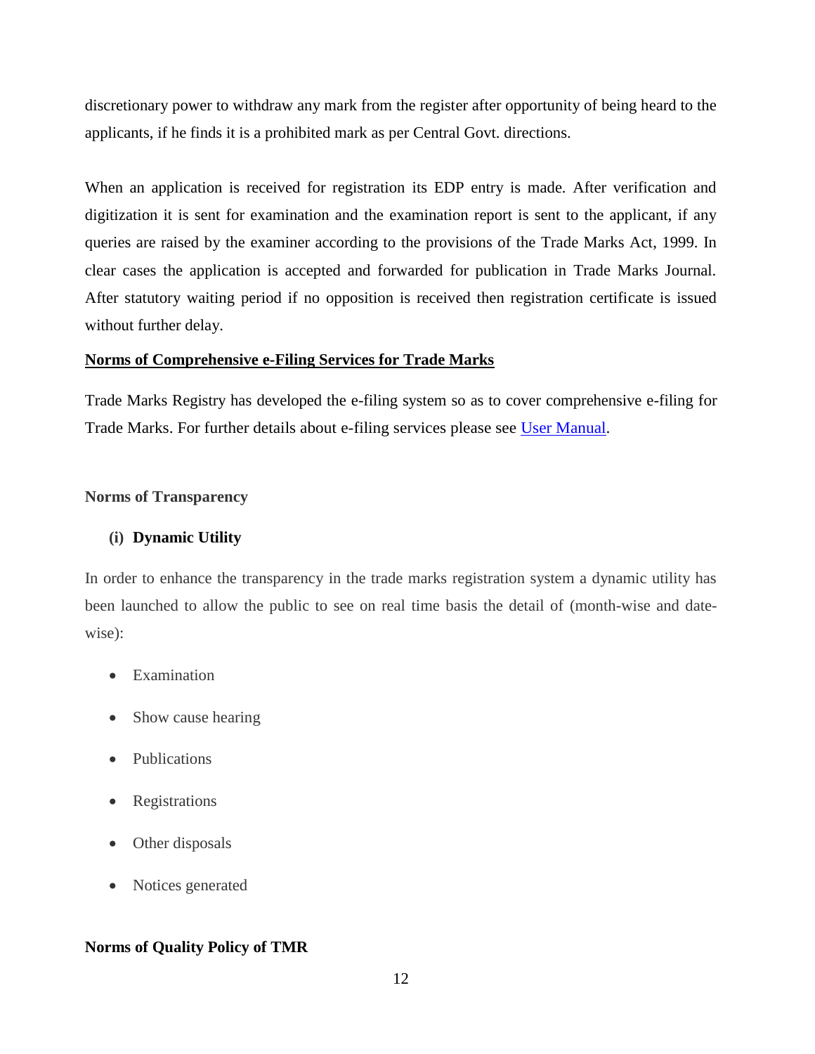discretionary power to withdraw any mark from the register after opportunity of being heard to the applicants, if he finds it is a prohibited mark as per Central Govt. directions.

When an application is received for registration its EDP entry is made. After verification and digitization it is sent for examination and the examination report is sent to the applicant, if any queries are raised by the examiner according to the provisions of the Trade Marks Act, 1999. In clear cases the application is accepted and forwarded for publication in Trade Marks Journal. After statutory waiting period if no opposition is received then registration certificate is issued without further delay.

**Norms of Comprehensive e-Filing Services for Trade Marks**

Trade Marks Registry has developed the e-filing system so as to cover comprehensive e-filing for Trade Marks. For further details about e-filing services please see User Manual.

**Norms of Transparency**

**(i) Dynamic Utility**

In order to enhance the transparency in the trade marks registration system a dynamic utility has been launched to allow the public to see on real time basis the detail of (month-wise and date-wise):

- Examination
- Show cause hearing
- Publications
- Registrations
- Other disposals
- Notices generated

**Norms of Quality Policy of TMR**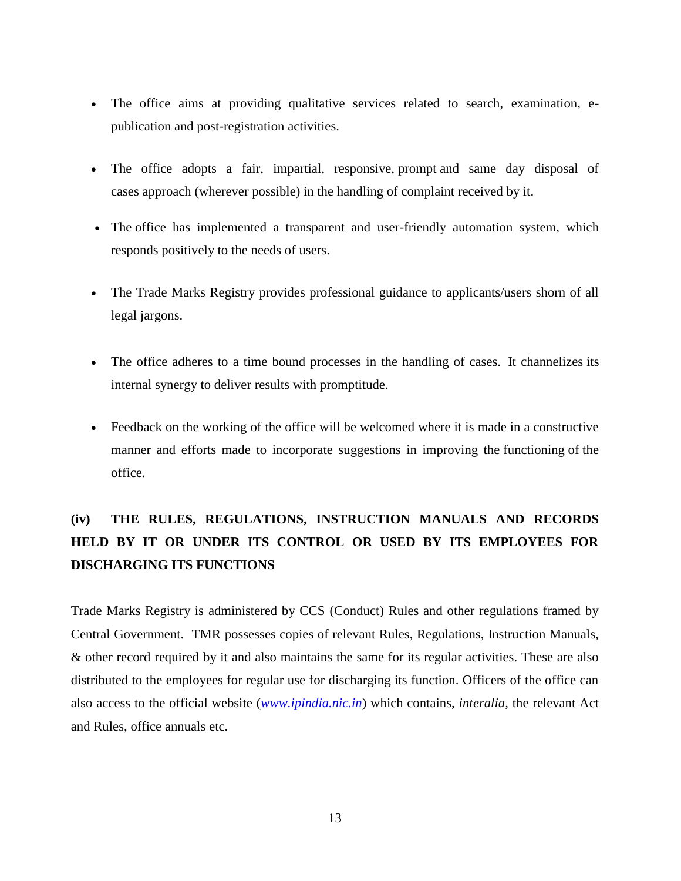- The office aims at providing qualitative services related to search, examination, e-publication and post-registration activities.

- The office adopts a fair, impartial, responsive, prompt and same day disposal of cases approach (wherever possible) in the handling of complaint received by it.

- The office has implemented a transparent and user-friendly automation system, which responds positively to the needs of users.

- The Trade Marks Registry provides professional guidance to applicants/users shorn of all legal jargons.

- The office adheres to a time bound processes in the handling of cases. It channelizes its internal synergy to deliver results with promptitude.

- Feedback on the working of the office will be welcomed where it is made in a constructive manner and efforts made to incorporate suggestions in improving the functioning of the office.

## (iv) THE RULES, REGULATIONS, INSTRUCTION MANUALS AND RECORDS HELD BY IT OR UNDER ITS CONTROL OR USED BY ITS EMPLOYEES FOR DISCHARGING ITS FUNCTIONS

Trade Marks Registry is administered by CCS (Conduct) Rules and other regulations framed by Central Government. TMR possesses copies of relevant Rules, Regulations, Instruction Manuals, & other record required by it and also maintains the same for its regular activities. These are also distributed to the employees for regular use for discharging its function. Officers of the office can also access to the official website (*www.ipindia.nic.in*) which contains, *interalia,* the relevant Act and Rules, office annuals etc.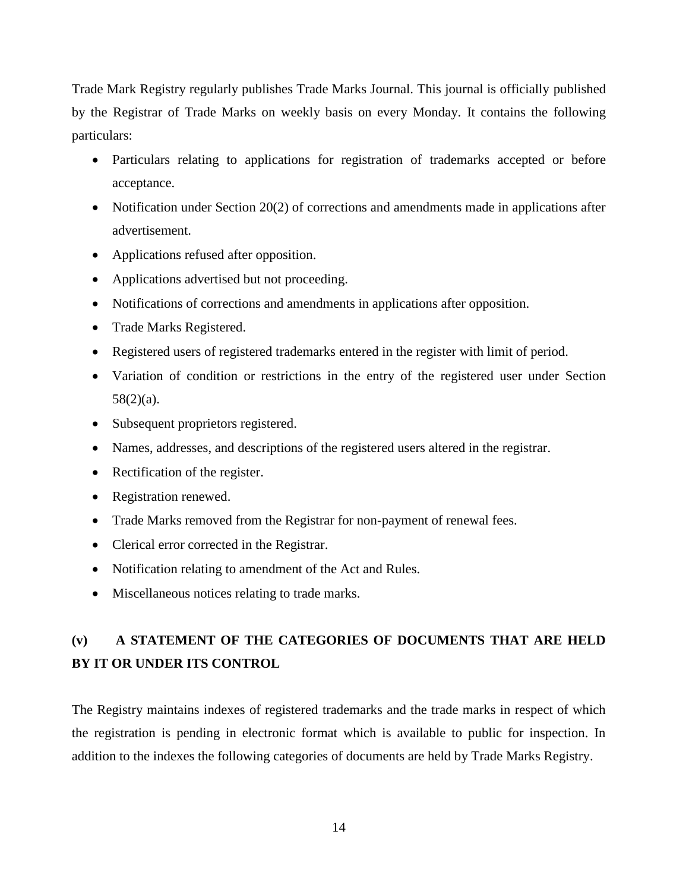Trade Mark Registry regularly publishes Trade Marks Journal. This journal is officially published by the Registrar of Trade Marks on weekly basis on every Monday. It contains the following particulars:

- Particulars relating to applications for registration of trademarks accepted or before acceptance.
- Notification under Section 20(2) of corrections and amendments made in applications after advertisement.
- Applications refused after opposition.
- Applications advertised but not proceeding.
- Notifications of corrections and amendments in applications after opposition.
- Trade Marks Registered.
- Registered users of registered trademarks entered in the register with limit of period.
- Variation of condition or restrictions in the entry of the registered user under Section 58(2)(a).
- Subsequent proprietors registered.
- Names, addresses, and descriptions of the registered users altered in the registrar.
- Rectification of the register.
- Registration renewed.
- Trade Marks removed from the Registrar for non-payment of renewal fees.
- Clerical error corrected in the Registrar.
- Notification relating to amendment of the Act and Rules.
- Miscellaneous notices relating to trade marks.

## (v) A STATEMENT OF THE CATEGORIES OF DOCUMENTS THAT ARE HELD BY IT OR UNDER ITS CONTROL

The Registry maintains indexes of registered trademarks and the trade marks in respect of which the registration is pending in electronic format which is available to public for inspection. In addition to the indexes the following categories of documents are held by Trade Marks Registry.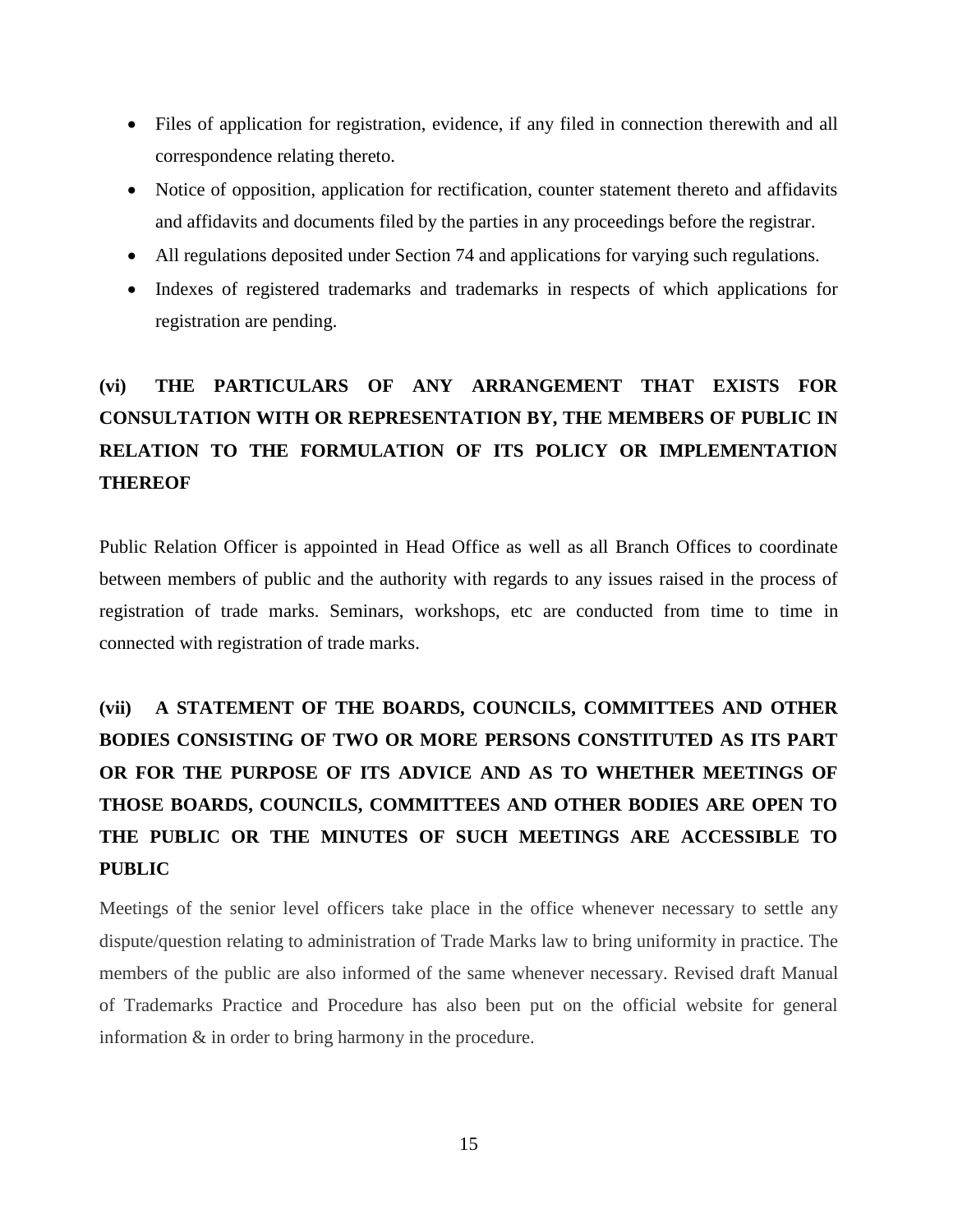- Files of application for registration, evidence, if any filed in connection therewith and all correspondence relating thereto.
- Notice of opposition, application for rectification, counter statement thereto and affidavits and affidavits and documents filed by the parties in any proceedings before the registrar.
- All regulations deposited under Section 74 and applications for varying such regulations.
- Indexes of registered trademarks and trademarks in respects of which applications for registration are pending.

## (vi) THE PARTICULARS OF ANY ARRANGEMENT THAT EXISTS FOR CONSULTATION WITH OR REPRESENTATION BY, THE MEMBERS OF PUBLIC IN RELATION TO THE FORMULATION OF ITS POLICY OR IMPLEMENTATION THEREOF

Public Relation Officer is appointed in Head Office as well as all Branch Offices to coordinate between members of public and the authority with regards to any issues raised in the process of registration of trade marks. Seminars, workshops, etc are conducted from time to time in connected with registration of trade marks.

## (vii) A STATEMENT OF THE BOARDS, COUNCILS, COMMITTEES AND OTHER BODIES CONSISTING OF TWO OR MORE PERSONS CONSTITUTED AS ITS PART OR FOR THE PURPOSE OF ITS ADVICE AND AS TO WHETHER MEETINGS OF THOSE BOARDS, COUNCILS, COMMITTEES AND OTHER BODIES ARE OPEN TO THE PUBLIC OR THE MINUTES OF SUCH MEETINGS ARE ACCESSIBLE TO PUBLIC

Meetings of the senior level officers take place in the office whenever necessary to settle any dispute/question relating to administration of Trade Marks law to bring uniformity in practice. The members of the public are also informed of the same whenever necessary. Revised draft Manual of Trademarks Practice and Procedure has also been put on the official website for general information & in order to bring harmony in the procedure.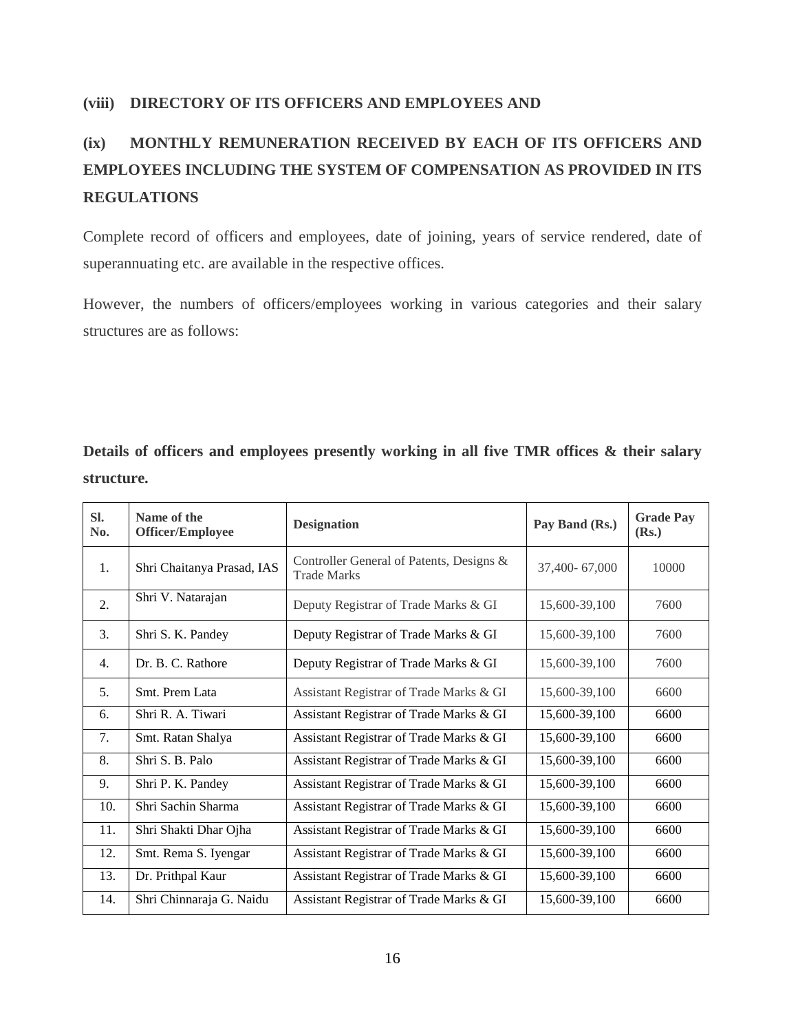**(viii) DIRECTORY OF ITS OFFICERS AND EMPLOYEES AND**

**(ix) MONTHLY REMUNERATION RECEIVED BY EACH OF ITS OFFICERS AND EMPLOYEES INCLUDING THE SYSTEM OF COMPENSATION AS PROVIDED IN ITS REGULATIONS**

Complete record of officers and employees, date of joining, years of service rendered, date of superannuating etc. are available in the respective offices.

However, the numbers of officers/employees working in various categories and their salary structures are as follows:

**Details of officers and employees presently working in all five TMR offices & their salary structure.**

| Sl. No. | Name of the Officer/Employee | Designation | Pay Band (Rs.) | Grade Pay (Rs.) |
|---|---|---|---|---|
| 1. | Shri Chaitanya Prasad, IAS | Controller General of Patents, Designs & Trade Marks | 37,400- 67,000 | 10000 |
| 2. | Shri V. Natarajan | Deputy Registrar of Trade Marks & GI | 15,600-39,100 | 7600 |
| 3. | Shri S. K. Pandey | Deputy Registrar of Trade Marks & GI | 15,600-39,100 | 7600 |
| 4. | Dr. B. C. Rathore | Deputy Registrar of Trade Marks & GI | 15,600-39,100 | 7600 |
| 5. | Smt. Prem Lata | Assistant Registrar of Trade Marks & GI | 15,600-39,100 | 6600 |
| 6. | Shri R. A. Tiwari | Assistant Registrar of Trade Marks & GI | 15,600-39,100 | 6600 |
| 7. | Smt. Ratan Shalya | Assistant Registrar of Trade Marks & GI | 15,600-39,100 | 6600 |
| 8. | Shri S. B. Palo | Assistant Registrar of Trade Marks & GI | 15,600-39,100 | 6600 |
| 9. | Shri P. K. Pandey | Assistant Registrar of Trade Marks & GI | 15,600-39,100 | 6600 |
| 10. | Shri Sachin Sharma | Assistant Registrar of Trade Marks & GI | 15,600-39,100 | 6600 |
| 11. | Shri Shakti Dhar Ojha | Assistant Registrar of Trade Marks & GI | 15,600-39,100 | 6600 |
| 12. | Smt. Rema S. Iyengar | Assistant Registrar of Trade Marks & GI | 15,600-39,100 | 6600 |
| 13. | Dr. Prithpal Kaur | Assistant Registrar of Trade Marks & GI | 15,600-39,100 | 6600 |
| 14. | Shri Chinnaraja G. Naidu | Assistant Registrar of Trade Marks & GI | 15,600-39,100 | 6600 |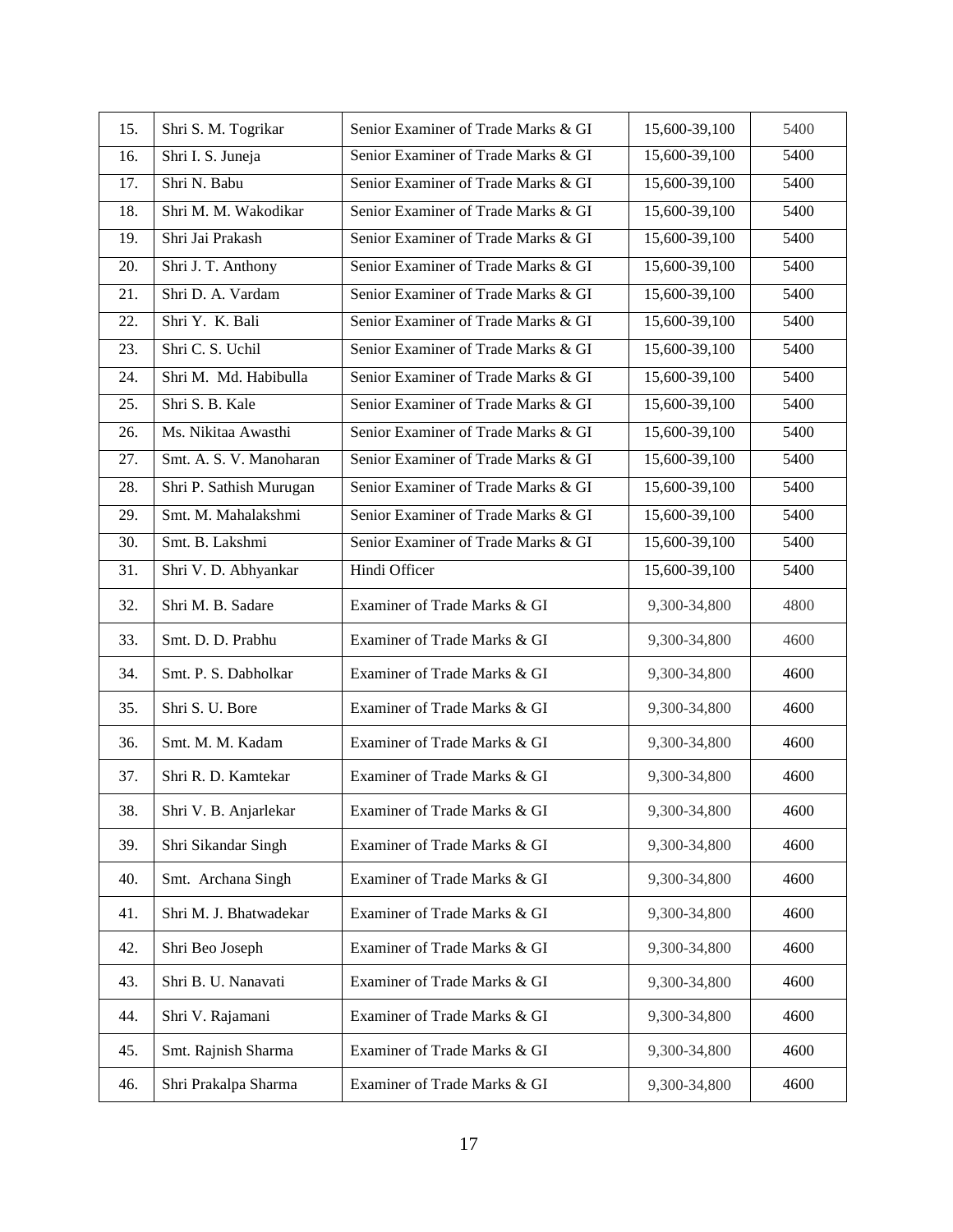| 15. | Shri S. M. Togrikar | Senior Examiner of Trade Marks & GI | 15,600-39,100 | 5400 |
|---|---|---|---|---|
| 16. | Shri I. S. Juneja | Senior Examiner of Trade Marks & GI | 15,600-39,100 | 5400 |
| 17. | Shri N. Babu | Senior Examiner of Trade Marks & GI | 15,600-39,100 | 5400 |
| 18. | Shri M. M. Wakodikar | Senior Examiner of Trade Marks & GI | 15,600-39,100 | 5400 |
| 19. | Shri Jai Prakash | Senior Examiner of Trade Marks & GI | 15,600-39,100 | 5400 |
| 20. | Shri J. T. Anthony | Senior Examiner of Trade Marks & GI | 15,600-39,100 | 5400 |
| 21. | Shri D. A. Vardam | Senior Examiner of Trade Marks & GI | 15,600-39,100 | 5400 |
| 22. | Shri Y. K. Bali | Senior Examiner of Trade Marks & GI | 15,600-39,100 | 5400 |
| 23. | Shri C. S. Uchil | Senior Examiner of Trade Marks & GI | 15,600-39,100 | 5400 |
| 24. | Shri M. Md. Habibulla | Senior Examiner of Trade Marks & GI | 15,600-39,100 | 5400 |
| 25. | Shri S. B. Kale | Senior Examiner of Trade Marks & GI | 15,600-39,100 | 5400 |
| 26. | Ms. Nikitaa Awasthi | Senior Examiner of Trade Marks & GI | 15,600-39,100 | 5400 |
| 27. | Smt. A. S. V. Manoharan | Senior Examiner of Trade Marks & GI | 15,600-39,100 | 5400 |
| 28. | Shri P. Sathish Murugan | Senior Examiner of Trade Marks & GI | 15,600-39,100 | 5400 |
| 29. | Smt. M. Mahalakshmi | Senior Examiner of Trade Marks & GI | 15,600-39,100 | 5400 |
| 30. | Smt. B. Lakshmi | Senior Examiner of Trade Marks & GI | 15,600-39,100 | 5400 |
| 31. | Shri V. D. Abhyankar | Hindi Officer | 15,600-39,100 | 5400 |
| 32. | Shri M. B. Sadare | Examiner of Trade Marks & GI | 9,300-34,800 | 4800 |
| 33. | Smt. D. D. Prabhu | Examiner of Trade Marks & GI | 9,300-34,800 | 4600 |
| 34. | Smt. P. S. Dabholkar | Examiner of Trade Marks & GI | 9,300-34,800 | 4600 |
| 35. | Shri S. U. Bore | Examiner of Trade Marks & GI | 9,300-34,800 | 4600 |
| 36. | Smt. M. M. Kadam | Examiner of Trade Marks & GI | 9,300-34,800 | 4600 |
| 37. | Shri R. D. Kamtekar | Examiner of Trade Marks & GI | 9,300-34,800 | 4600 |
| 38. | Shri V. B. Anjarlekar | Examiner of Trade Marks & GI | 9,300-34,800 | 4600 |
| 39. | Shri Sikandar Singh | Examiner of Trade Marks & GI | 9,300-34,800 | 4600 |
| 40. | Smt. Archana Singh | Examiner of Trade Marks & GI | 9,300-34,800 | 4600 |
| 41. | Shri M. J. Bhatwadekar | Examiner of Trade Marks & GI | 9,300-34,800 | 4600 |
| 42. | Shri Beo Joseph | Examiner of Trade Marks & GI | 9,300-34,800 | 4600 |
| 43. | Shri B. U. Nanavati | Examiner of Trade Marks & GI | 9,300-34,800 | 4600 |
| 44. | Shri V. Rajamani | Examiner of Trade Marks & GI | 9,300-34,800 | 4600 |
| 45. | Smt. Rajnish Sharma | Examiner of Trade Marks & GI | 9,300-34,800 | 4600 |
| 46. | Shri Prakalpa Sharma | Examiner of Trade Marks & GI | 9,300-34,800 | 4600 |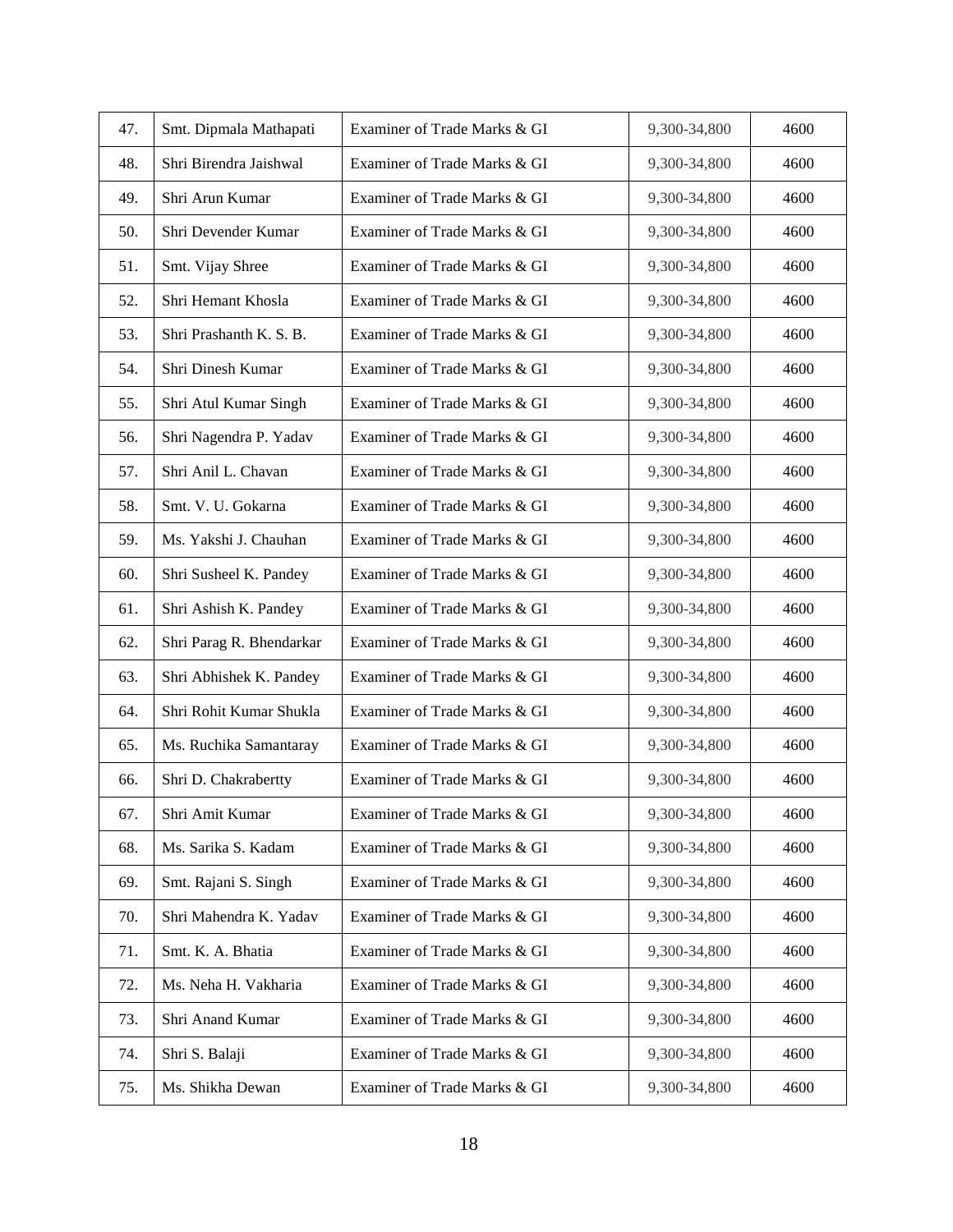| 47. | Smt. Dipmala Mathapati | Examiner of Trade Marks & GI | 9,300-34,800 | 4600 |
|---|---|---|---|---|
| 48. | Shri Birendra Jaishwal | Examiner of Trade Marks & GI | 9,300-34,800 | 4600 |
| 49. | Shri Arun Kumar | Examiner of Trade Marks & GI | 9,300-34,800 | 4600 |
| 50. | Shri Devender Kumar | Examiner of Trade Marks & GI | 9,300-34,800 | 4600 |
| 51. | Smt. Vijay Shree | Examiner of Trade Marks & GI | 9,300-34,800 | 4600 |
| 52. | Shri Hemant Khosla | Examiner of Trade Marks & GI | 9,300-34,800 | 4600 |
| 53. | Shri Prashanth K. S. B. | Examiner of Trade Marks & GI | 9,300-34,800 | 4600 |
| 54. | Shri Dinesh Kumar | Examiner of Trade Marks & GI | 9,300-34,800 | 4600 |
| 55. | Shri Atul Kumar Singh | Examiner of Trade Marks & GI | 9,300-34,800 | 4600 |
| 56. | Shri Nagendra P. Yadav | Examiner of Trade Marks & GI | 9,300-34,800 | 4600 |
| 57. | Shri Anil L. Chavan | Examiner of Trade Marks & GI | 9,300-34,800 | 4600 |
| 58. | Smt. V. U. Gokarna | Examiner of Trade Marks & GI | 9,300-34,800 | 4600 |
| 59. | Ms. Yakshi J. Chauhan | Examiner of Trade Marks & GI | 9,300-34,800 | 4600 |
| 60. | Shri Susheel K. Pandey | Examiner of Trade Marks & GI | 9,300-34,800 | 4600 |
| 61. | Shri Ashish K. Pandey | Examiner of Trade Marks & GI | 9,300-34,800 | 4600 |
| 62. | Shri Parag R. Bhendarkar | Examiner of Trade Marks & GI | 9,300-34,800 | 4600 |
| 63. | Shri Abhishek K. Pandey | Examiner of Trade Marks & GI | 9,300-34,800 | 4600 |
| 64. | Shri Rohit Kumar Shukla | Examiner of Trade Marks & GI | 9,300-34,800 | 4600 |
| 65. | Ms. Ruchika Samantaray | Examiner of Trade Marks & GI | 9,300-34,800 | 4600 |
| 66. | Shri D. Chakrabertty | Examiner of Trade Marks & GI | 9,300-34,800 | 4600 |
| 67. | Shri Amit Kumar | Examiner of Trade Marks & GI | 9,300-34,800 | 4600 |
| 68. | Ms. Sarika S. Kadam | Examiner of Trade Marks & GI | 9,300-34,800 | 4600 |
| 69. | Smt. Rajani S. Singh | Examiner of Trade Marks & GI | 9,300-34,800 | 4600 |
| 70. | Shri Mahendra K. Yadav | Examiner of Trade Marks & GI | 9,300-34,800 | 4600 |
| 71. | Smt. K. A. Bhatia | Examiner of Trade Marks & GI | 9,300-34,800 | 4600 |
| 72. | Ms. Neha H. Vakharia | Examiner of Trade Marks & GI | 9,300-34,800 | 4600 |
| 73. | Shri Anand Kumar | Examiner of Trade Marks & GI | 9,300-34,800 | 4600 |
| 74. | Shri S. Balaji | Examiner of Trade Marks & GI | 9,300-34,800 | 4600 |
| 75. | Ms. Shikha Dewan | Examiner of Trade Marks & GI | 9,300-34,800 | 4600 |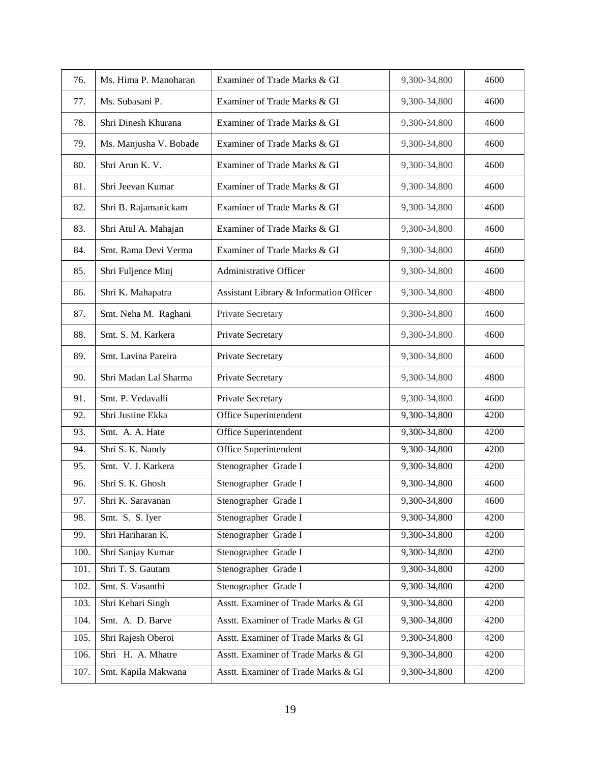| | | | | |
|---|---|---|---|---|
| 76. | Ms. Hima P. Manoharan | Examiner of Trade Marks & GI | 9,300-34,800 | 4600 |
| 77. | Ms. Subasani P. | Examiner of Trade Marks & GI | 9,300-34,800 | 4600 |
| 78. | Shri Dinesh Khurana | Examiner of Trade Marks & GI | 9,300-34,800 | 4600 |
| 79. | Ms. Manjusha V. Bobade | Examiner of Trade Marks & GI | 9,300-34,800 | 4600 |
| 80. | Shri Arun K. V. | Examiner of Trade Marks & GI | 9,300-34,800 | 4600 |
| 81. | Shri Jeevan Kumar | Examiner of Trade Marks & GI | 9,300-34,800 | 4600 |
| 82. | Shri B. Rajamanickam | Examiner of Trade Marks & GI | 9,300-34,800 | 4600 |
| 83. | Shri Atul A. Mahajan | Examiner of Trade Marks & GI | 9,300-34,800 | 4600 |
| 84. | Smt. Rama Devi Verma | Examiner of Trade Marks & GI | 9,300-34,800 | 4600 |
| 85. | Shri Fuljence Minj | Administrative Officer | 9,300-34,800 | 4600 |
| 86. | Shri K. Mahapatra | Assistant Library & Information Officer | 9,300-34,800 | 4800 |
| 87. | Smt. Neha M. Raghani | Private Secretary | 9,300-34,800 | 4600 |
| 88. | Smt. S. M. Karkera | Private Secretary | 9,300-34,800 | 4600 |
| 89. | Smt. Lavina Pareira | Private Secretary | 9,300-34,800 | 4600 |
| 90. | Shri Madan Lal Sharma | Private Secretary | 9,300-34,800 | 4800 |
| 91. | Smt. P. Vedavalli | Private Secretary | 9,300-34,800 | 4600 |
| 92. | Shri Justine Ekka | Office Superintendent | 9,300-34,800 | 4200 |
| 93. | Smt. A. A. Hate | Office Superintendent | 9,300-34,800 | 4200 |
| 94. | Shri S. K. Nandy | Office Superintendent | 9,300-34,800 | 4200 |
| 95. | Smt. V. J. Karkera | Stenographer Grade I | 9,300-34,800 | 4200 |
| 96. | Shri S. K. Ghosh | Stenographer Grade I | 9,300-34,800 | 4600 |
| 97. | Shri K. Saravanan | Stenographer Grade I | 9,300-34,800 | 4600 |
| 98. | Smt. S. S. Iyer | Stenographer Grade I | 9,300-34,800 | 4200 |
| 99. | Shri Hariharan K. | Stenographer Grade I | 9,300-34,800 | 4200 |
| 100. | Shri Sanjay Kumar | Stenographer Grade I | 9,300-34,800 | 4200 |
| 101. | Shri T. S. Gautam | Stenographer Grade I | 9,300-34,800 | 4200 |
| 102. | Smt. S. Vasanthi | Stenographer Grade I | 9,300-34,800 | 4200 |
| 103. | Shri Kehari Singh | Asstt. Examiner of Trade Marks & GI | 9,300-34,800 | 4200 |
| 104. | Smt. A. D. Barve | Asstt. Examiner of Trade Marks & GI | 9,300-34,800 | 4200 |
| 105. | Shri Rajesh Oberoi | Asstt. Examiner of Trade Marks & GI | 9,300-34,800 | 4200 |
| 106. | Shri H. A. Mhatre | Asstt. Examiner of Trade Marks & GI | 9,300-34,800 | 4200 |
| 107. | Smt. Kapila Makwana | Asstt. Examiner of Trade Marks & GI | 9,300-34,800 | 4200 |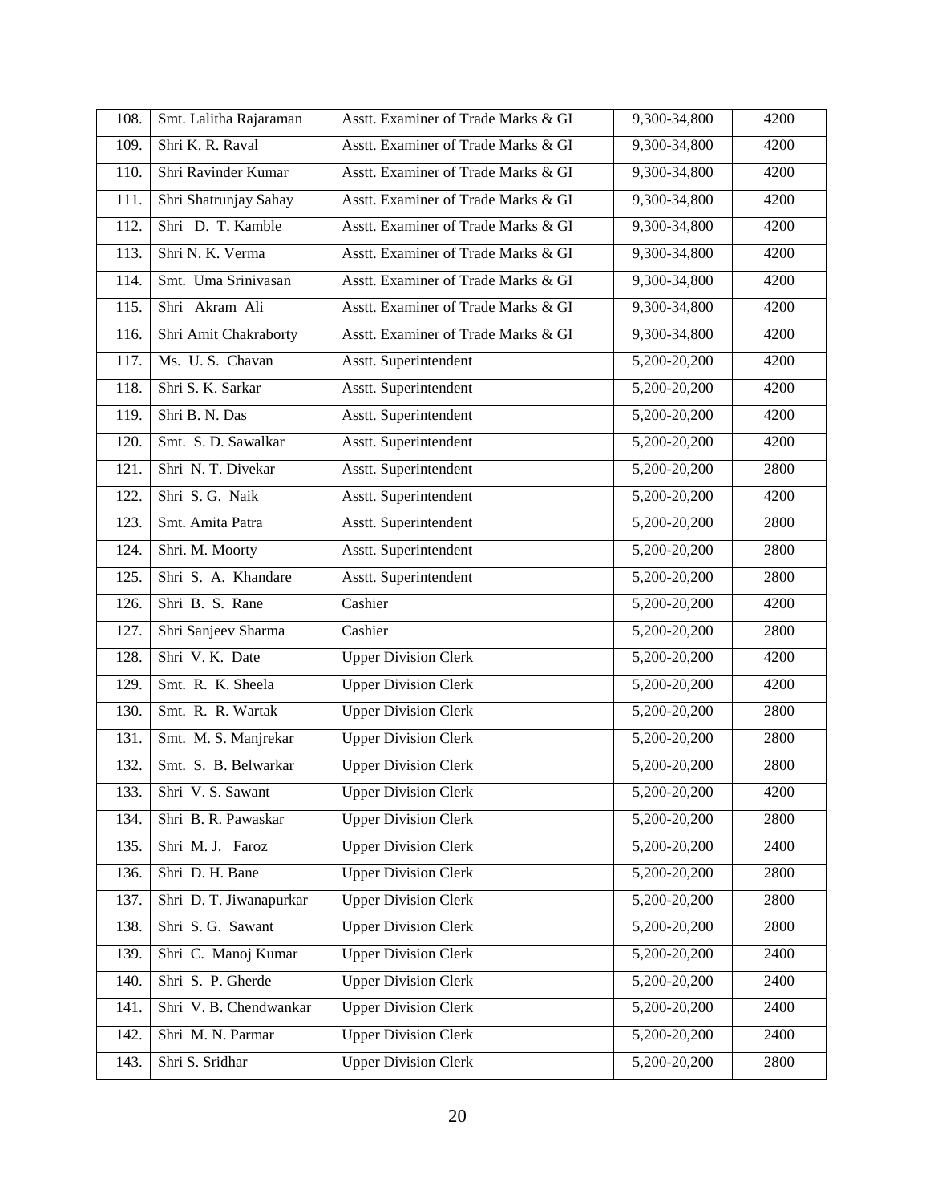| 108. | Smt. Lalitha Rajaraman | Asstt. Examiner of Trade Marks & GI | 9,300-34,800 | 4200 |
|---|---|---|---|---|
| 109. | Shri K. R. Raval | Asstt. Examiner of Trade Marks & GI | 9,300-34,800 | 4200 |
| 110. | Shri Ravinder Kumar | Asstt. Examiner of Trade Marks & GI | 9,300-34,800 | 4200 |
| 111. | Shri Shatrunjay Sahay | Asstt. Examiner of Trade Marks & GI | 9,300-34,800 | 4200 |
| 112. | Shri D. T. Kamble | Asstt. Examiner of Trade Marks & GI | 9,300-34,800 | 4200 |
| 113. | Shri N. K. Verma | Asstt. Examiner of Trade Marks & GI | 9,300-34,800 | 4200 |
| 114. | Smt. Uma Srinivasan | Asstt. Examiner of Trade Marks & GI | 9,300-34,800 | 4200 |
| 115. | Shri Akram Ali | Asstt. Examiner of Trade Marks & GI | 9,300-34,800 | 4200 |
| 116. | Shri Amit Chakraborty | Asstt. Examiner of Trade Marks & GI | 9,300-34,800 | 4200 |
| 117. | Ms. U. S. Chavan | Asstt. Superintendent | 5,200-20,200 | 4200 |
| 118. | Shri S. K. Sarkar | Asstt. Superintendent | 5,200-20,200 | 4200 |
| 119. | Shri B. N. Das | Asstt. Superintendent | 5,200-20,200 | 4200 |
| 120. | Smt. S. D. Sawalkar | Asstt. Superintendent | 5,200-20,200 | 4200 |
| 121. | Shri N. T. Divekar | Asstt. Superintendent | 5,200-20,200 | 2800 |
| 122. | Shri S. G. Naik | Asstt. Superintendent | 5,200-20,200 | 4200 |
| 123. | Smt. Amita Patra | Asstt. Superintendent | 5,200-20,200 | 2800 |
| 124. | Shri. M. Moorty | Asstt. Superintendent | 5,200-20,200 | 2800 |
| 125. | Shri S. A. Khandare | Asstt. Superintendent | 5,200-20,200 | 2800 |
| 126. | Shri B. S. Rane | Cashier | 5,200-20,200 | 4200 |
| 127. | Shri Sanjeev Sharma | Cashier | 5,200-20,200 | 2800 |
| 128. | Shri V. K. Date | Upper Division Clerk | 5,200-20,200 | 4200 |
| 129. | Smt. R. K. Sheela | Upper Division Clerk | 5,200-20,200 | 4200 |
| 130. | Smt. R. R. Wartak | Upper Division Clerk | 5,200-20,200 | 2800 |
| 131. | Smt. M. S. Manjrekar | Upper Division Clerk | 5,200-20,200 | 2800 |
| 132. | Smt. S. B. Belwarkar | Upper Division Clerk | 5,200-20,200 | 2800 |
| 133. | Shri V. S. Sawant | Upper Division Clerk | 5,200-20,200 | 4200 |
| 134. | Shri B. R. Pawaskar | Upper Division Clerk | 5,200-20,200 | 2800 |
| 135. | Shri M. J. Faroz | Upper Division Clerk | 5,200-20,200 | 2400 |
| 136. | Shri D. H. Bane | Upper Division Clerk | 5,200-20,200 | 2800 |
| 137. | Shri D. T. Jiwanapurkar | Upper Division Clerk | 5,200-20,200 | 2800 |
| 138. | Shri S. G. Sawant | Upper Division Clerk | 5,200-20,200 | 2800 |
| 139. | Shri C. Manoj Kumar | Upper Division Clerk | 5,200-20,200 | 2400 |
| 140. | Shri S. P. Gherde | Upper Division Clerk | 5,200-20,200 | 2400 |
| 141. | Shri V. B. Chendwankar | Upper Division Clerk | 5,200-20,200 | 2400 |
| 142. | Shri M. N. Parmar | Upper Division Clerk | 5,200-20,200 | 2400 |
| 143. | Shri S. Sridhar | Upper Division Clerk | 5,200-20,200 | 2800 |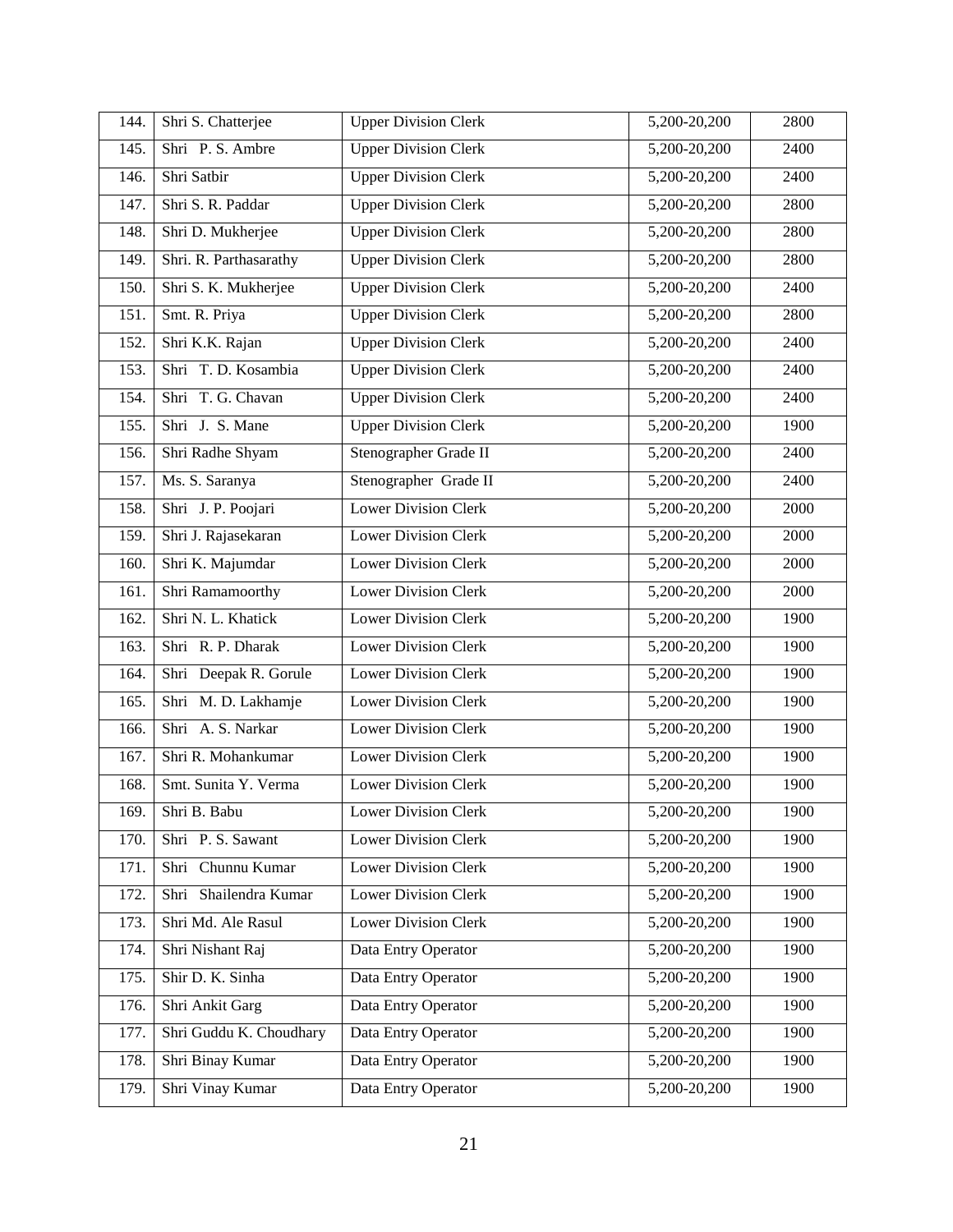| 144. | Shri S. Chatterjee | Upper Division Clerk | 5,200-20,200 | 2800 |
|---|---|---|---|---|
| 145. | Shri P. S. Ambre | Upper Division Clerk | 5,200-20,200 | 2400 |
| 146. | Shri Satbir | Upper Division Clerk | 5,200-20,200 | 2400 |
| 147. | Shri S. R. Paddar | Upper Division Clerk | 5,200-20,200 | 2800 |
| 148. | Shri D. Mukherjee | Upper Division Clerk | 5,200-20,200 | 2800 |
| 149. | Shri. R. Parthasarathy | Upper Division Clerk | 5,200-20,200 | 2800 |
| 150. | Shri S. K. Mukherjee | Upper Division Clerk | 5,200-20,200 | 2400 |
| 151. | Smt. R. Priya | Upper Division Clerk | 5,200-20,200 | 2800 |
| 152. | Shri K.K. Rajan | Upper Division Clerk | 5,200-20,200 | 2400 |
| 153. | Shri T. D. Kosambia | Upper Division Clerk | 5,200-20,200 | 2400 |
| 154. | Shri T. G. Chavan | Upper Division Clerk | 5,200-20,200 | 2400 |
| 155. | Shri J. S. Mane | Upper Division Clerk | 5,200-20,200 | 1900 |
| 156. | Shri Radhe Shyam | Stenographer Grade II | 5,200-20,200 | 2400 |
| 157. | Ms. S. Saranya | Stenographer Grade II | 5,200-20,200 | 2400 |
| 158. | Shri J. P. Poojari | Lower Division Clerk | 5,200-20,200 | 2000 |
| 159. | Shri J. Rajasekaran | Lower Division Clerk | 5,200-20,200 | 2000 |
| 160. | Shri K. Majumdar | Lower Division Clerk | 5,200-20,200 | 2000 |
| 161. | Shri Ramamoorthy | Lower Division Clerk | 5,200-20,200 | 2000 |
| 162. | Shri N. L. Khatick | Lower Division Clerk | 5,200-20,200 | 1900 |
| 163. | Shri R. P. Dharak | Lower Division Clerk | 5,200-20,200 | 1900 |
| 164. | Shri Deepak R. Gorule | Lower Division Clerk | 5,200-20,200 | 1900 |
| 165. | Shri M. D. Lakhamje | Lower Division Clerk | 5,200-20,200 | 1900 |
| 166. | Shri A. S. Narkar | Lower Division Clerk | 5,200-20,200 | 1900 |
| 167. | Shri R. Mohankumar | Lower Division Clerk | 5,200-20,200 | 1900 |
| 168. | Smt. Sunita Y. Verma | Lower Division Clerk | 5,200-20,200 | 1900 |
| 169. | Shri B. Babu | Lower Division Clerk | 5,200-20,200 | 1900 |
| 170. | Shri P. S. Sawant | Lower Division Clerk | 5,200-20,200 | 1900 |
| 171. | Shri Chunnu Kumar | Lower Division Clerk | 5,200-20,200 | 1900 |
| 172. | Shri Shailendra Kumar | Lower Division Clerk | 5,200-20,200 | 1900 |
| 173. | Shri Md. Ale Rasul | Lower Division Clerk | 5,200-20,200 | 1900 |
| 174. | Shri Nishant Raj | Data Entry Operator | 5,200-20,200 | 1900 |
| 175. | Shir D. K. Sinha | Data Entry Operator | 5,200-20,200 | 1900 |
| 176. | Shri Ankit Garg | Data Entry Operator | 5,200-20,200 | 1900 |
| 177. | Shri Guddu K. Choudhary | Data Entry Operator | 5,200-20,200 | 1900 |
| 178. | Shri Binay Kumar | Data Entry Operator | 5,200-20,200 | 1900 |
| 179. | Shri Vinay Kumar | Data Entry Operator | 5,200-20,200 | 1900 |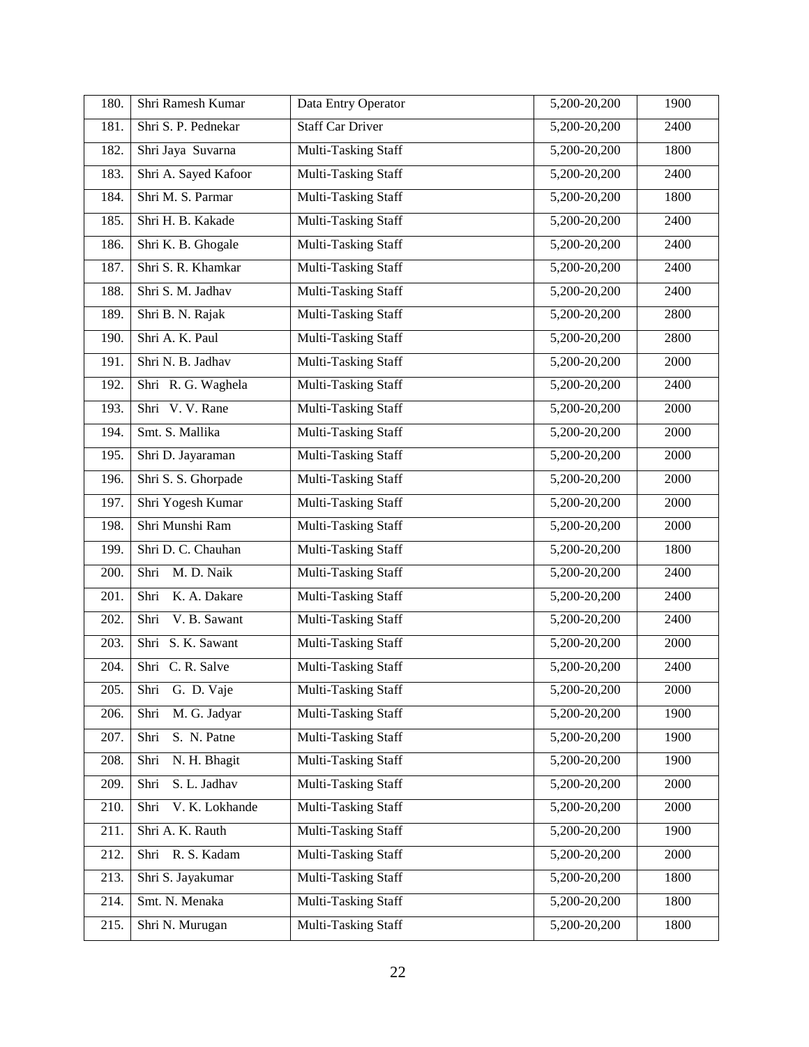| 180. | Shri Ramesh Kumar | Data Entry Operator | 5,200-20,200 | 1900 |
|---|---|---|---|---|
| 181. | Shri S. P. Pednekar | Staff Car Driver | 5,200-20,200 | 2400 |
| 182. | Shri Jaya Suvarna | Multi-Tasking Staff | 5,200-20,200 | 1800 |
| 183. | Shri A. Sayed Kafoor | Multi-Tasking Staff | 5,200-20,200 | 2400 |
| 184. | Shri M. S. Parmar | Multi-Tasking Staff | 5,200-20,200 | 1800 |
| 185. | Shri H. B. Kakade | Multi-Tasking Staff | 5,200-20,200 | 2400 |
| 186. | Shri K. B. Ghogale | Multi-Tasking Staff | 5,200-20,200 | 2400 |
| 187. | Shri S. R. Khamkar | Multi-Tasking Staff | 5,200-20,200 | 2400 |
| 188. | Shri S. M. Jadhav | Multi-Tasking Staff | 5,200-20,200 | 2400 |
| 189. | Shri B. N. Rajak | Multi-Tasking Staff | 5,200-20,200 | 2800 |
| 190. | Shri A. K. Paul | Multi-Tasking Staff | 5,200-20,200 | 2800 |
| 191. | Shri N. B. Jadhav | Multi-Tasking Staff | 5,200-20,200 | 2000 |
| 192. | Shri R. G. Waghela | Multi-Tasking Staff | 5,200-20,200 | 2400 |
| 193. | Shri V. V. Rane | Multi-Tasking Staff | 5,200-20,200 | 2000 |
| 194. | Smt. S. Mallika | Multi-Tasking Staff | 5,200-20,200 | 2000 |
| 195. | Shri D. Jayaraman | Multi-Tasking Staff | 5,200-20,200 | 2000 |
| 196. | Shri S. S. Ghorpade | Multi-Tasking Staff | 5,200-20,200 | 2000 |
| 197. | Shri Yogesh Kumar | Multi-Tasking Staff | 5,200-20,200 | 2000 |
| 198. | Shri Munshi Ram | Multi-Tasking Staff | 5,200-20,200 | 2000 |
| 199. | Shri D. C. Chauhan | Multi-Tasking Staff | 5,200-20,200 | 1800 |
| 200. | Shri M. D. Naik | Multi-Tasking Staff | 5,200-20,200 | 2400 |
| 201. | Shri K. A. Dakare | Multi-Tasking Staff | 5,200-20,200 | 2400 |
| 202. | Shri V. B. Sawant | Multi-Tasking Staff | 5,200-20,200 | 2400 |
| 203. | Shri S. K. Sawant | Multi-Tasking Staff | 5,200-20,200 | 2000 |
| 204. | Shri C. R. Salve | Multi-Tasking Staff | 5,200-20,200 | 2400 |
| 205. | Shri G. D. Vaje | Multi-Tasking Staff | 5,200-20,200 | 2000 |
| 206. | Shri M. G. Jadyar | Multi-Tasking Staff | 5,200-20,200 | 1900 |
| 207. | Shri S. N. Patne | Multi-Tasking Staff | 5,200-20,200 | 1900 |
| 208. | Shri N. H. Bhagit | Multi-Tasking Staff | 5,200-20,200 | 1900 |
| 209. | Shri S. L. Jadhav | Multi-Tasking Staff | 5,200-20,200 | 2000 |
| 210. | Shri V. K. Lokhande | Multi-Tasking Staff | 5,200-20,200 | 2000 |
| 211. | Shri A. K. Rauth | Multi-Tasking Staff | 5,200-20,200 | 1900 |
| 212. | Shri R. S. Kadam | Multi-Tasking Staff | 5,200-20,200 | 2000 |
| 213. | Shri S. Jayakumar | Multi-Tasking Staff | 5,200-20,200 | 1800 |
| 214. | Smt. N. Menaka | Multi-Tasking Staff | 5,200-20,200 | 1800 |
| 215. | Shri N. Murugan | Multi-Tasking Staff | 5,200-20,200 | 1800 |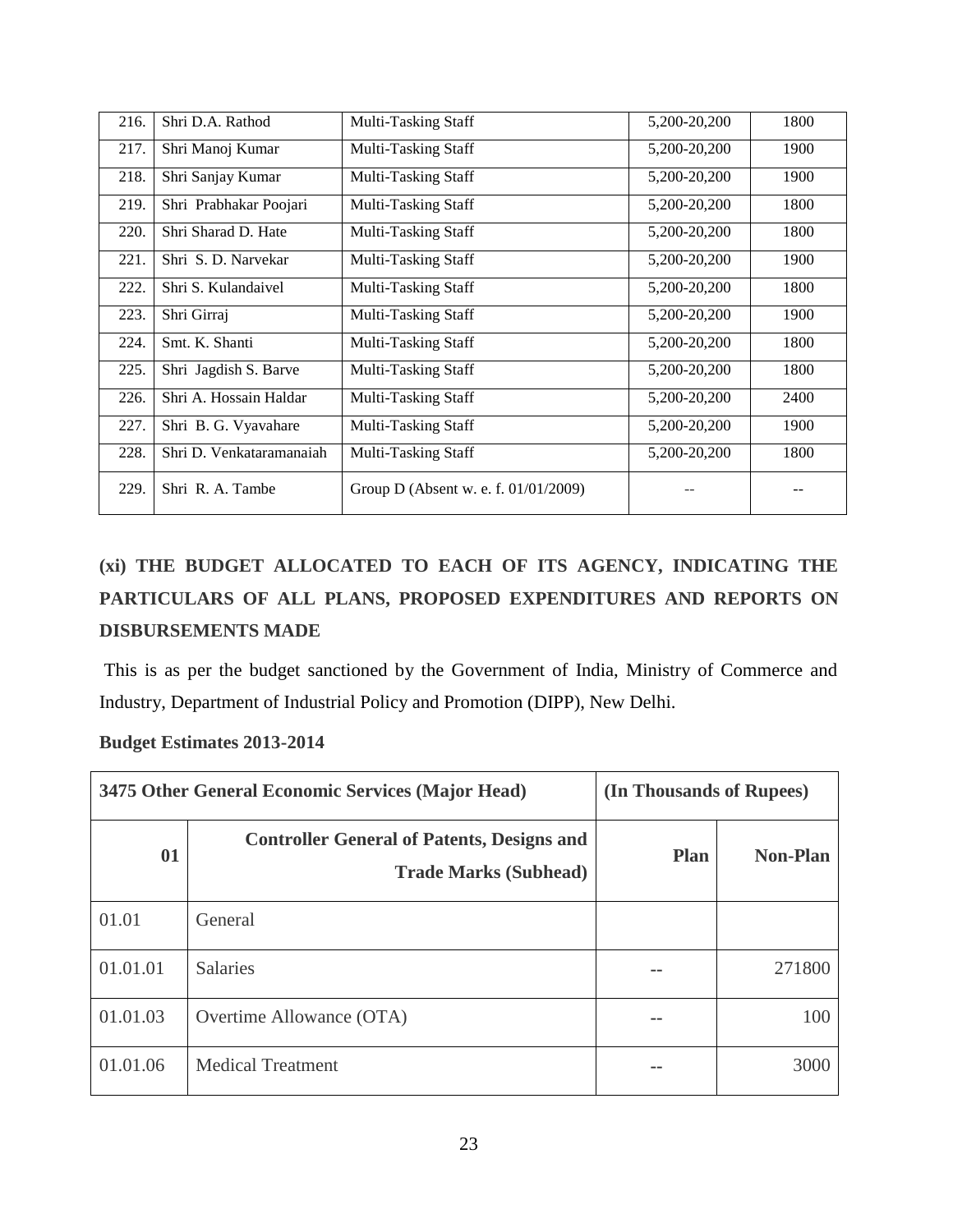| 216. | Shri D.A. Rathod | Multi-Tasking Staff | 5,200-20,200 | 1800 |
|---|---|---|---|---|
| 217. | Shri Manoj Kumar | Multi-Tasking Staff | 5,200-20,200 | 1900 |
| 218. | Shri Sanjay Kumar | Multi-Tasking Staff | 5,200-20,200 | 1900 |
| 219. | Shri Prabhakar Poojari | Multi-Tasking Staff | 5,200-20,200 | 1800 |
| 220. | Shri Sharad D. Hate | Multi-Tasking Staff | 5,200-20,200 | 1800 |
| 221. | Shri S. D. Narvekar | Multi-Tasking Staff | 5,200-20,200 | 1900 |
| 222. | Shri S. Kulandaivel | Multi-Tasking Staff | 5,200-20,200 | 1800 |
| 223. | Shri Girraj | Multi-Tasking Staff | 5,200-20,200 | 1900 |
| 224. | Smt. K. Shanti | Multi-Tasking Staff | 5,200-20,200 | 1800 |
| 225. | Shri Jagdish S. Barve | Multi-Tasking Staff | 5,200-20,200 | 1800 |
| 226. | Shri A. Hossain Haldar | Multi-Tasking Staff | 5,200-20,200 | 2400 |
| 227. | Shri B. G. Vyavahare | Multi-Tasking Staff | 5,200-20,200 | 1900 |
| 228. | Shri D. Venkataramanaiah | Multi-Tasking Staff | 5,200-20,200 | 1800 |
| 229. | Shri R. A. Tambe | Group D (Absent w. e. f. 01/01/2009) | -- | -- |

## (xi) THE BUDGET ALLOCATED TO EACH OF ITS AGENCY, INDICATING THE PARTICULARS OF ALL PLANS, PROPOSED EXPENDITURES AND REPORTS ON DISBURSEMENTS MADE

This is as per the budget sanctioned by the Government of India, Ministry of Commerce and Industry, Department of Industrial Policy and Promotion (DIPP), New Delhi.

**Budget Estimates 2013-2014**

| **3475 Other General Economic Services (Major Head)** | | **(In Thousands of Rupees)** | |
|---|---|---|---|
| **01** | **Controller General of Patents, Designs and Trade Marks (Subhead)** | **Plan** | **Non-Plan** |
| 01.01 | General | | |
| 01.01.01 | Salaries | -- | 271800 |
| 01.01.03 | Overtime Allowance (OTA) | -- | 100 |
| 01.01.06 | Medical Treatment | -- | 3000 |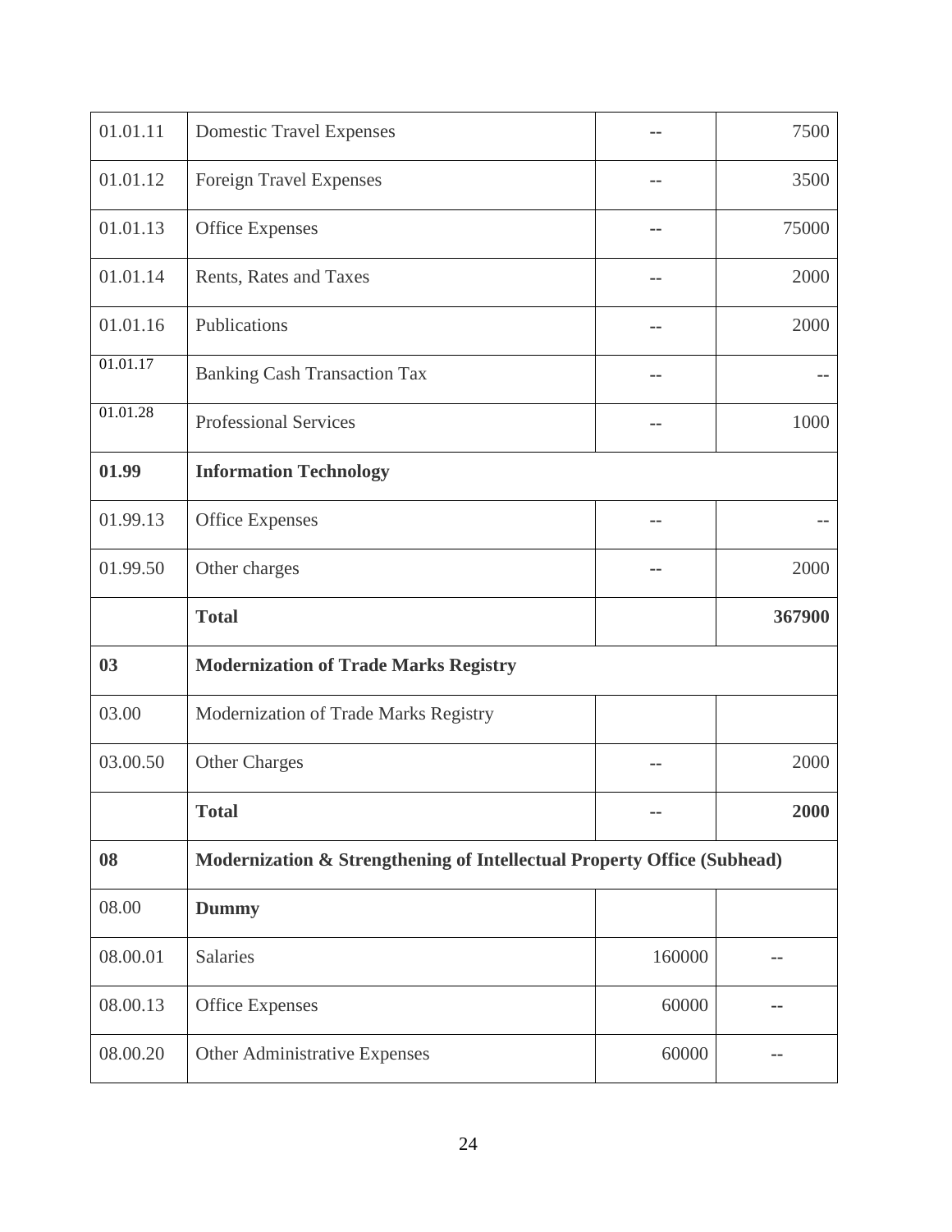| | | | |
|---|---|---|---|
| 01.01.11 | Domestic Travel Expenses | -- | 7500 |
| 01.01.12 | Foreign Travel Expenses | -- | 3500 |
| 01.01.13 | Office Expenses | -- | 75000 |
| 01.01.14 | Rents, Rates and Taxes | -- | 2000 |
| 01.01.16 | Publications | -- | 2000 |
| 01.01.17 | Banking Cash Transaction Tax | -- | -- |
| 01.01.28 | Professional Services | -- | 1000 |
| **01.99** | **Information Technology** | | |
| 01.99.13 | Office Expenses | -- | -- |
| 01.99.50 | Other charges | -- | 2000 |
| | **Total** | | **367900** |
| **03** | **Modernization of Trade Marks Registry** | | |
| 03.00 | Modernization of Trade Marks Registry | | |
| 03.00.50 | Other Charges | -- | 2000 |
| | **Total** | -- | **2000** |
| **08** | **Modernization & Strengthening of Intellectual Property Office (Subhead)** | | |
| 08.00 | **Dummy** | | |
| 08.00.01 | Salaries | 160000 | -- |
| 08.00.13 | Office Expenses | 60000 | -- |
| 08.00.20 | Other Administrative Expenses | 60000 | -- |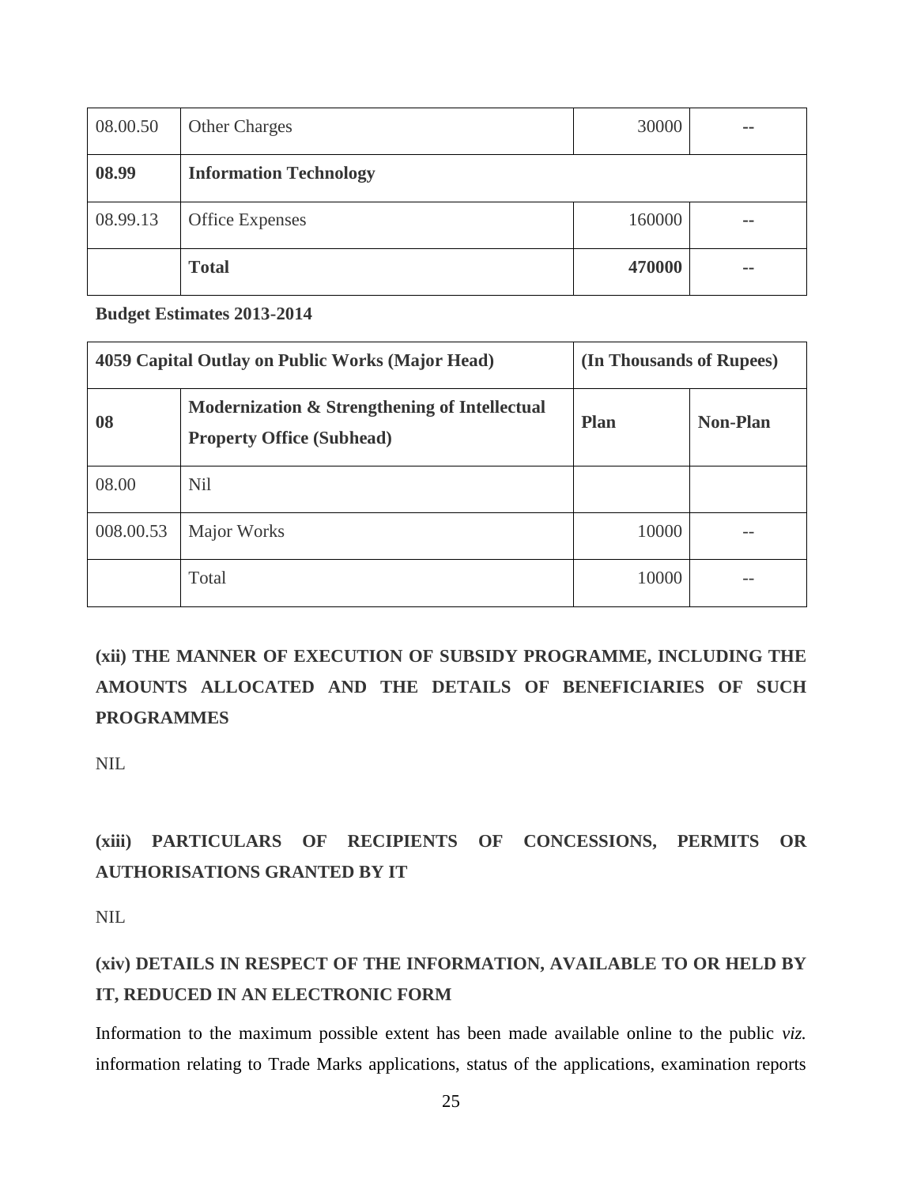| 08.00.50 | Other Charges | 30000 | -- |
|---|---|---|---|
| **08.99** | **Information Technology** | | |
| 08.99.13 | Office Expenses | 160000 | -- |
| | **Total** | **470000** | -- |

**Budget Estimates 2013-2014**

| 4059 Capital Outlay on Public Works (Major Head) | | (In Thousands of Rupees) | |
|---|---|---|---|
| **08** | **Modernization & Strengthening of Intellectual Property Office (Subhead)** | **Plan** | **Non-Plan** |
| 08.00 | Nil | | |
| 008.00.53 | Major Works | 10000 | -- |
| | Total | 10000 | -- |

## (xii) THE MANNER OF EXECUTION OF SUBSIDY PROGRAMME, INCLUDING THE AMOUNTS ALLOCATED AND THE DETAILS OF BENEFICIARIES OF SUCH PROGRAMMES

NIL

## (xiii) PARTICULARS OF RECIPIENTS OF CONCESSIONS, PERMITS OR AUTHORISATIONS GRANTED BY IT

NIL

## (xiv) DETAILS IN RESPECT OF THE INFORMATION, AVAILABLE TO OR HELD BY IT, REDUCED IN AN ELECTRONIC FORM

Information to the maximum possible extent has been made available online to the public *viz.* information relating to Trade Marks applications, status of the applications, examination reports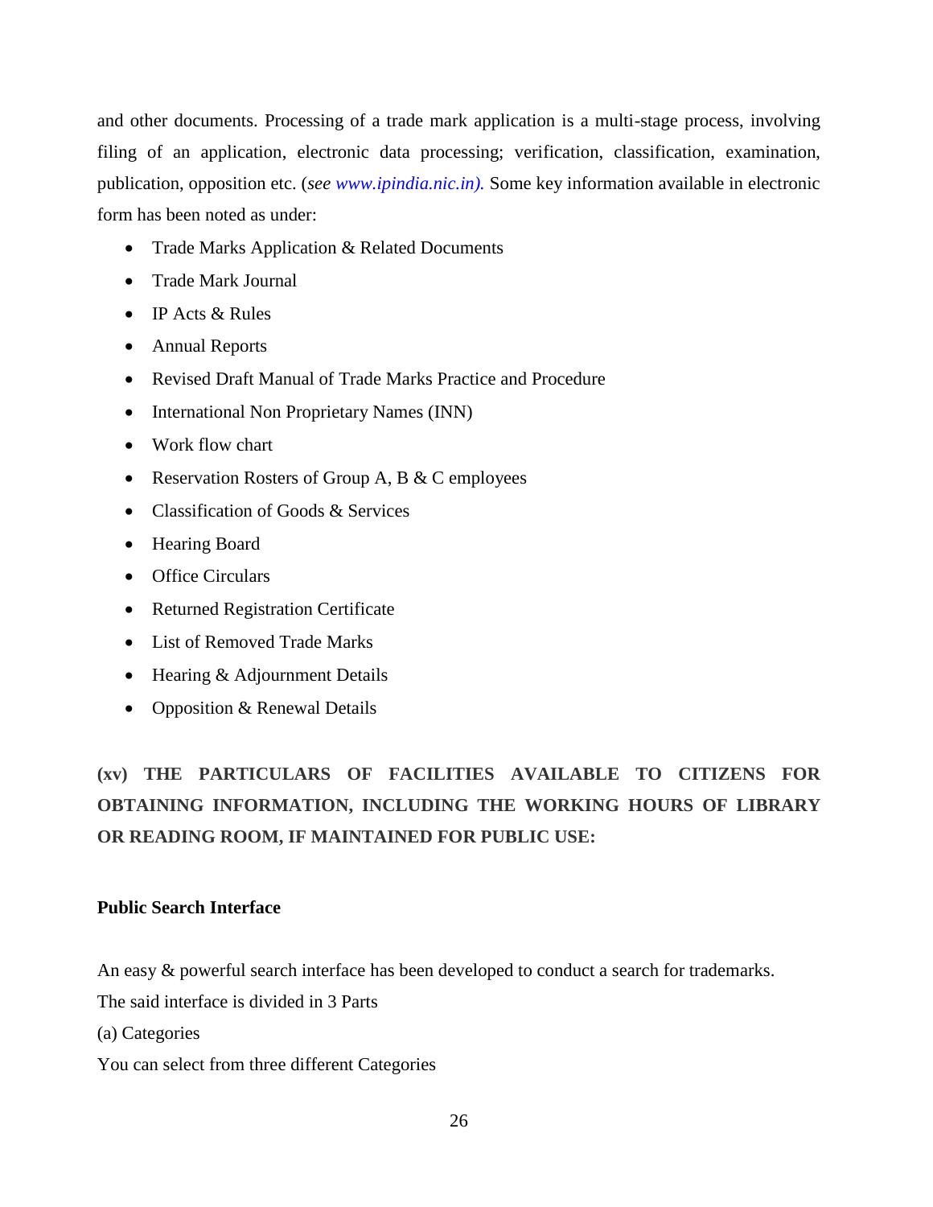and other documents. Processing of a trade mark application is a multi-stage process, involving filing of an application, electronic data processing; verification, classification, examination, publication, opposition etc. (*see www.ipindia.nic.in).* Some key information available in electronic form has been noted as under:

- Trade Marks Application & Related Documents
- Trade Mark Journal
- IP Acts & Rules
- Annual Reports
- Revised Draft Manual of Trade Marks Practice and Procedure
- International Non Proprietary Names (INN)
- Work flow chart
- Reservation Rosters of Group A, B & C employees
- Classification of Goods & Services
- Hearing Board
- Office Circulars
- Returned Registration Certificate
- List of Removed Trade Marks
- Hearing & Adjournment Details
- Opposition & Renewal Details

## (xv) THE PARTICULARS OF FACILITIES AVAILABLE TO CITIZENS FOR OBTAINING INFORMATION, INCLUDING THE WORKING HOURS OF LIBRARY OR READING ROOM, IF MAINTAINED FOR PUBLIC USE:

**Public Search Interface**

An easy & powerful search interface has been developed to conduct a search for trademarks.

The said interface is divided in 3 Parts

(a) Categories

You can select from three different Categories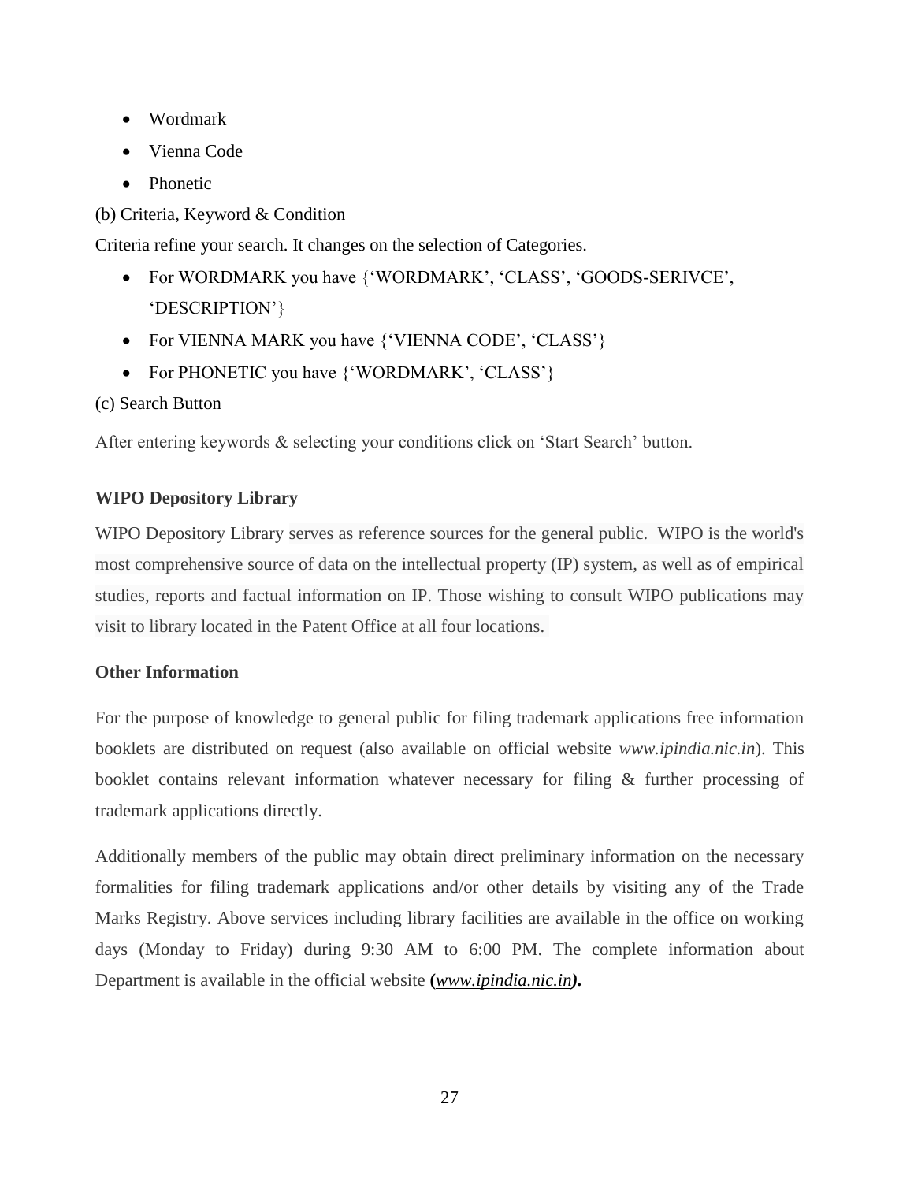- Wordmark
- Vienna Code
- Phonetic

(b) Criteria, Keyword & Condition

Criteria refine your search. It changes on the selection of Categories.

- For WORDMARK you have {'WORDMARK', 'CLASS', 'GOODS-SERIVCE', 'DESCRIPTION'}
- For VIENNA MARK you have {'VIENNA CODE', 'CLASS'}
- For PHONETIC you have {'WORDMARK', 'CLASS'}

(c) Search Button

After entering keywords & selecting your conditions click on 'Start Search' button.

**WIPO Depository Library**

WIPO Depository Library serves as reference sources for the general public. WIPO is the world's most comprehensive source of data on the intellectual property (IP) system, as well as of empirical studies, reports and factual information on IP. Those wishing to consult WIPO publications may visit to library located in the Patent Office at all four locations.

**Other Information**

For the purpose of knowledge to general public for filing trademark applications free information booklets are distributed on request (also available on official website *www.ipindia.nic.in*). This booklet contains relevant information whatever necessary for filing & further processing of trademark applications directly.

Additionally members of the public may obtain direct preliminary information on the necessary formalities for filing trademark applications and/or other details by visiting any of the Trade Marks Registry. Above services including library facilities are available in the office on working days (Monday to Friday) during 9:30 AM to 6:00 PM. The complete information about Department is available in the official website **(*www.ipindia.nic.in*).**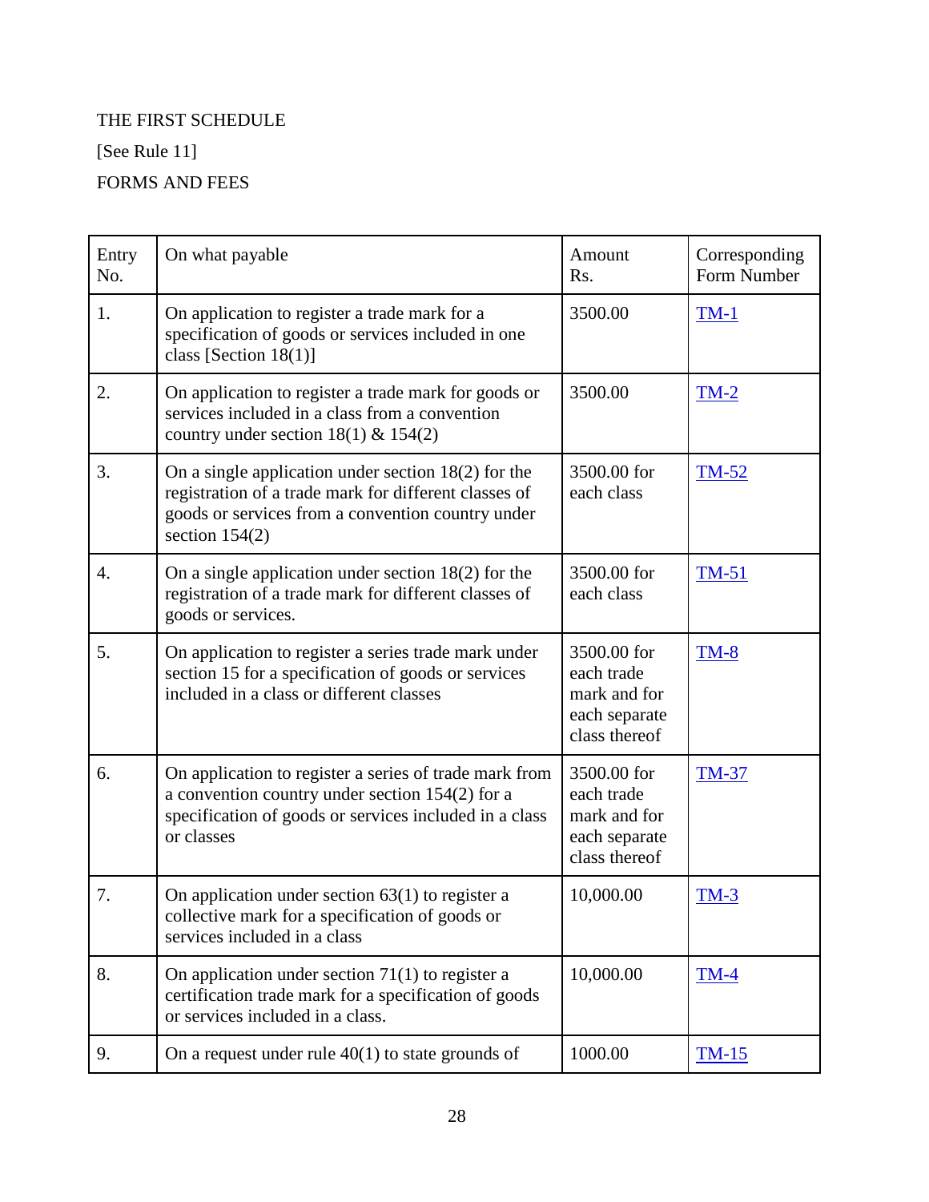THE FIRST SCHEDULE

[See Rule 11]

FORMS AND FEES

| Entry No. | On what payable | Amount Rs. | Corresponding Form Number |
|---|---|---|---|
| 1. | On application to register a trade mark for a specification of goods or services included in one class [Section 18(1)] | 3500.00 | TM-1 |
| 2. | On application to register a trade mark for goods or services included in a class from a convention country under section 18(1) & 154(2) | 3500.00 | TM-2 |
| 3. | On a single application under section 18(2) for the registration of a trade mark for different classes of goods or services from a convention country under section 154(2) | 3500.00 for each class | TM-52 |
| 4. | On a single application under section 18(2) for the registration of a trade mark for different classes of goods or services. | 3500.00 for each class | TM-51 |
| 5. | On application to register a series trade mark under section 15 for a specification of goods or services included in a class or different classes | 3500.00 for each trade mark and for each separate class thereof | TM-8 |
| 6. | On application to register a series of trade mark from a convention country under section 154(2) for a specification of goods or services included in a class or classes | 3500.00 for each trade mark and for each separate class thereof | TM-37 |
| 7. | On application under section 63(1) to register a collective mark for a specification of goods or services included in a class | 10,000.00 | TM-3 |
| 8. | On application under section 71(1) to register a certification trade mark for a specification of goods or services included in a class. | 10,000.00 | TM-4 |
| 9. | On a request under rule 40(1) to state grounds of | 1000.00 | TM-15 |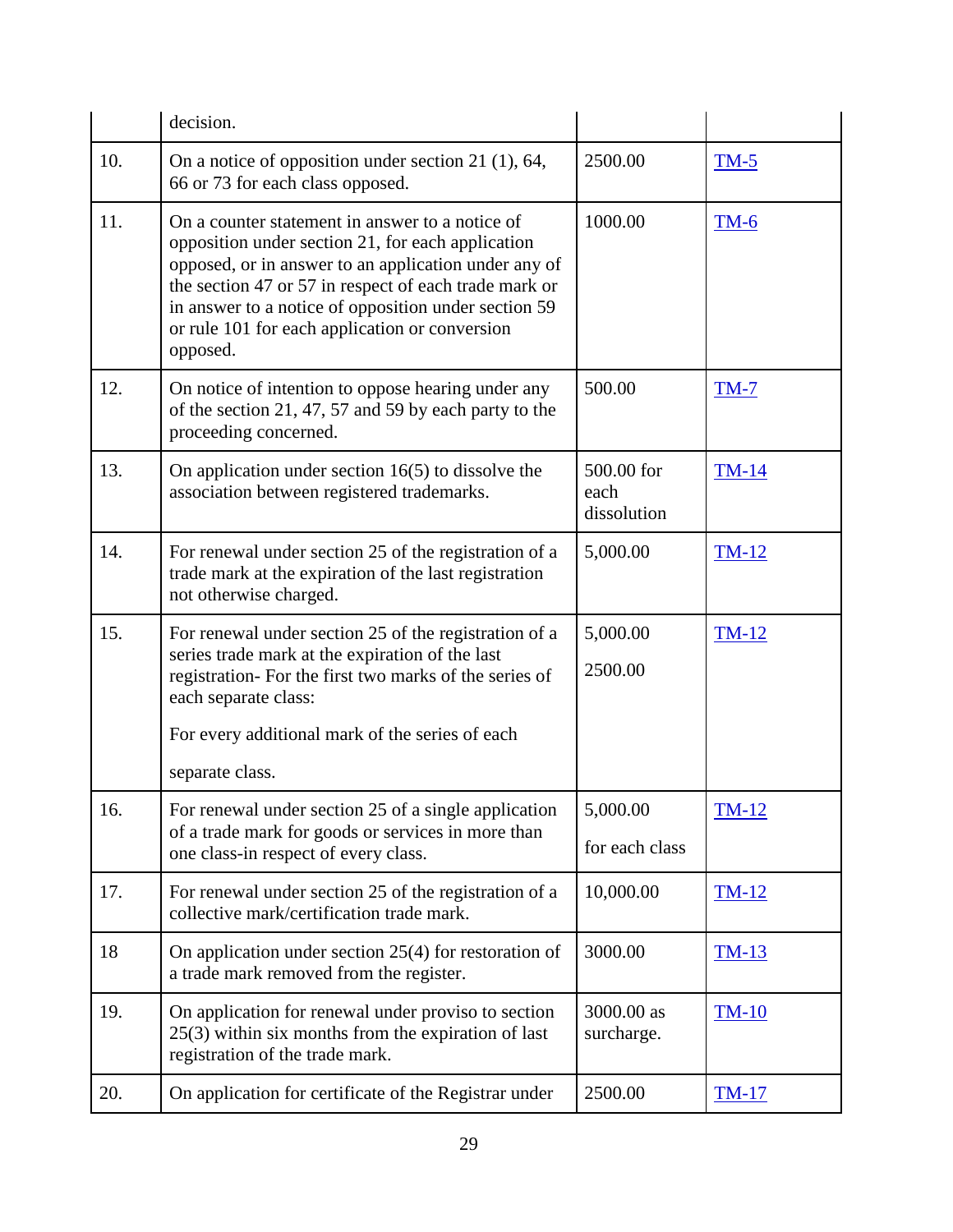| | | | |
|---|---|---|---|
| | decision. | | |
| 10. | On a notice of opposition under section 21 (1), 64, 66 or 73 for each class opposed. | 2500.00 | TM-5 |
| 11. | On a counter statement in answer to a notice of opposition under section 21, for each application opposed, or in answer to an application under any of the section 47 or 57 in respect of each trade mark or in answer to a notice of opposition under section 59 or rule 101 for each application or conversion opposed. | 1000.00 | TM-6 |
| 12. | On notice of intention to oppose hearing under any of the section 21, 47, 57 and 59 by each party to the proceeding concerned. | 500.00 | TM-7 |
| 13. | On application under section 16(5) to dissolve the association between registered trademarks. | 500.00 for each dissolution | TM-14 |
| 14. | For renewal under section 25 of the registration of a trade mark at the expiration of the last registration not otherwise charged. | 5,000.00 | TM-12 |
| 15. | For renewal under section 25 of the registration of a series trade mark at the expiration of the last registration- For the first two marks of the series of each separate class:<br><br>For every additional mark of the series of each<br><br>separate class. | 5,000.00<br><br>2500.00 | TM-12 |
| 16. | For renewal under section 25 of a single application of a trade mark for goods or services in more than one class-in respect of every class. | 5,000.00<br><br>for each class | TM-12 |
| 17. | For renewal under section 25 of the registration of a collective mark/certification trade mark. | 10,000.00 | TM-12 |
| 18 | On application under section 25(4) for restoration of a trade mark removed from the register. | 3000.00 | TM-13 |
| 19. | On application for renewal under proviso to section 25(3) within six months from the expiration of last registration of the trade mark. | 3000.00 as surcharge. | TM-10 |
| 20. | On application for certificate of the Registrar under | 2500.00 | TM-17 |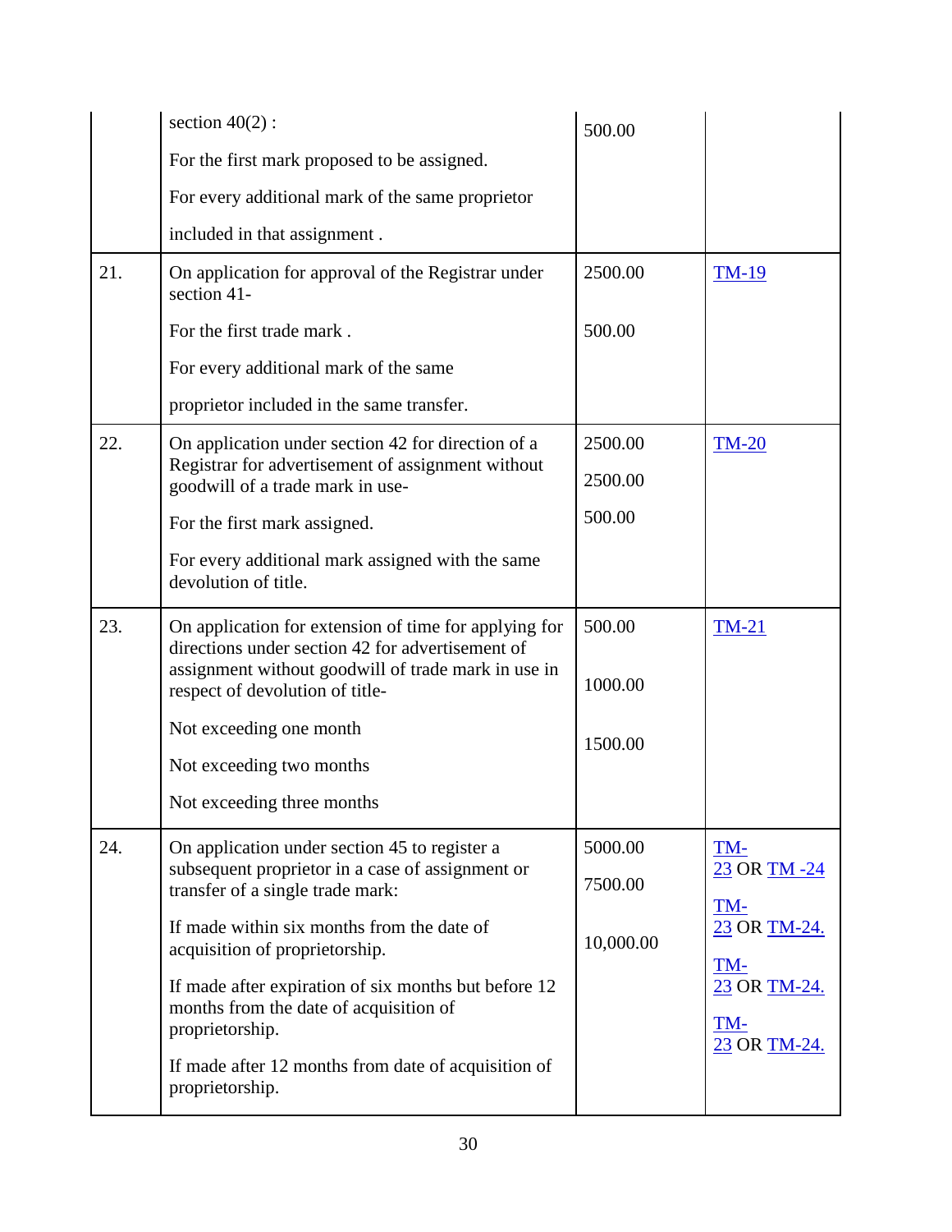| | | | |
|---|---|---|---|
| | section 40(2) :<br>For the first mark proposed to be assigned.<br>For every additional mark of the same proprietor included in that assignment . | 500.00 | |
| 21. | On application for approval of the Registrar under section 41-<br>For the first trade mark .<br>For every additional mark of the same proprietor included in the same transfer. | 2500.00<br>500.00 | TM-19 |
| 22. | On application under section 42 for direction of a Registrar for advertisement of assignment without goodwill of a trade mark in use-<br>For the first mark assigned.<br>For every additional mark assigned with the same devolution of title. | 2500.00<br>2500.00<br>500.00 | TM-20 |
| 23. | On application for extension of time for applying for directions under section 42 for advertisement of assignment without goodwill of trade mark in use in respect of devolution of title-<br>Not exceeding one month<br>Not exceeding two months<br>Not exceeding three months | 500.00<br>1000.00<br>1500.00 | TM-21 |
| 24. | On application under section 45 to register a subsequent proprietor in a case of assignment or transfer of a single trade mark:<br>If made within six months from the date of acquisition of proprietorship.<br>If made after expiration of six months but before 12 months from the date of acquisition of proprietorship.<br>If made after 12 months from date of acquisition of proprietorship. | 5000.00<br>7500.00<br>10,000.00 | TM-23 OR TM -24<br>TM-23 OR TM-24.<br>TM-23 OR TM-24.<br>TM-23 OR TM-24. |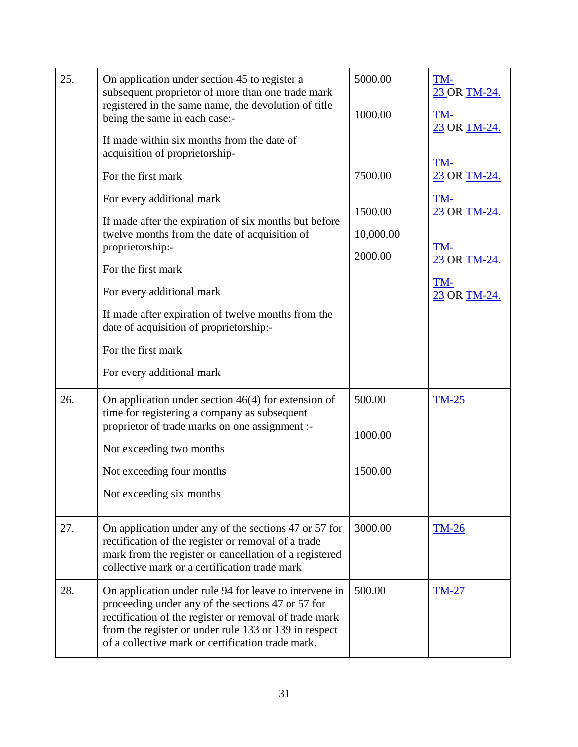| | | | |
|---|---|---|---|
| 25. | On application under section 45 to register a subsequent proprietor of more than one trade mark registered in the same name, the devolution of title being the same in each case:-<br><br>If made within six months from the date of acquisition of proprietorship-<br><br>For the first mark<br><br>For every additional mark<br><br>If made after the expiration of six months but before twelve months from the date of acquisition of proprietorship:-<br><br>For the first mark<br><br>For every additional mark<br><br>If made after expiration of twelve months from the date of acquisition of proprietorship:-<br><br>For the first mark<br><br>For every additional mark | 5000.00<br><br>1000.00<br><br>7500.00<br><br>1500.00<br><br>10,000.00<br><br>2000.00 | TM-23 OR TM-24.<br><br>TM-23 OR TM-24.<br><br>TM-23 OR TM-24.<br><br>TM-23 OR TM-24.<br><br>TM-23 OR TM-24.<br><br>TM-23 OR TM-24. |
| 26. | On application under section 46(4) for extension of time for registering a company as subsequent proprietor of trade marks on one assignment :-<br><br>Not exceeding two months<br><br>Not exceeding four months<br><br>Not exceeding six months | 500.00<br><br>1000.00<br><br>1500.00 | TM-25 |
| 27. | On application under any of the sections 47 or 57 for rectification of the register or removal of a trade mark from the register or cancellation of a registered collective mark or a certification trade mark | 3000.00 | TM-26 |
| 28. | On application under rule 94 for leave to intervene in proceeding under any of the sections 47 or 57 for rectification of the register or removal of trade mark from the register or under rule 133 or 139 in respect of a collective mark or certification trade mark. | 500.00 | TM-27 |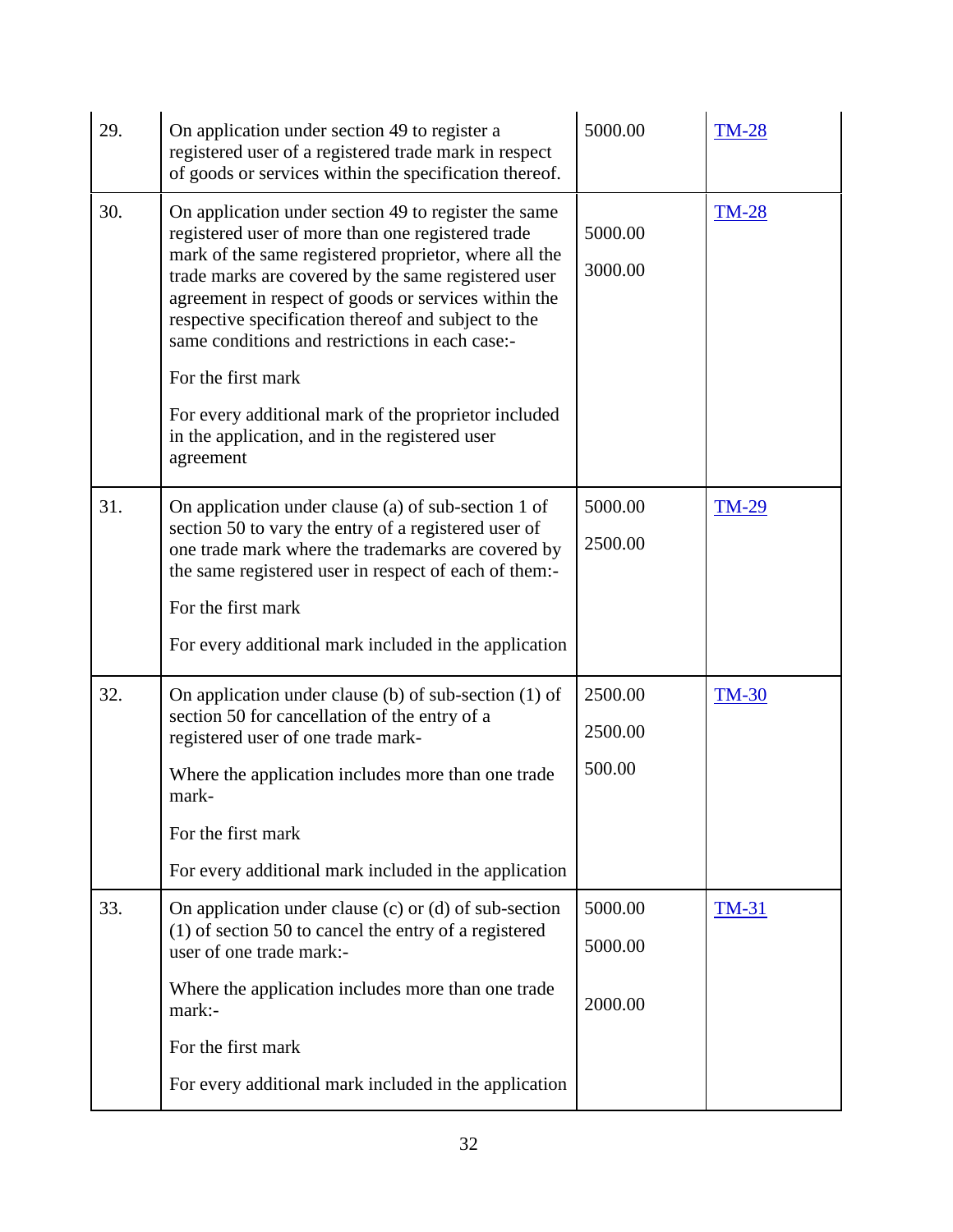| | | | |
|---|---|---|---|
| 29. | On application under section 49 to register a registered user of a registered trade mark in respect of goods or services within the specification thereof. | 5000.00 | TM-28 |
| 30. | On application under section 49 to register the same registered user of more than one registered trade mark of the same registered proprietor, where all the trade marks are covered by the same registered user agreement in respect of goods or services within the respective specification thereof and subject to the same conditions and restrictions in each case:-<br><br>For the first mark<br><br>For every additional mark of the proprietor included in the application, and in the registered user agreement | 5000.00<br><br>3000.00 | TM-28 |
| 31. | On application under clause (a) of sub-section 1 of section 50 to vary the entry of a registered user of one trade mark where the trademarks are covered by the same registered user in respect of each of them:-<br><br>For the first mark<br><br>For every additional mark included in the application | 5000.00<br><br>2500.00 | TM-29 |
| 32. | On application under clause (b) of sub-section (1) of section 50 for cancellation of the entry of a registered user of one trade mark-<br><br>Where the application includes more than one trade mark-<br><br>For the first mark<br><br>For every additional mark included in the application | 2500.00<br><br>2500.00<br><br>500.00 | TM-30 |
| 33. | On application under clause (c) or (d) of sub-section (1) of section 50 to cancel the entry of a registered user of one trade mark:-<br><br>Where the application includes more than one trade mark:-<br><br>For the first mark<br><br>For every additional mark included in the application | 5000.00<br><br>5000.00<br><br>2000.00 | TM-31 |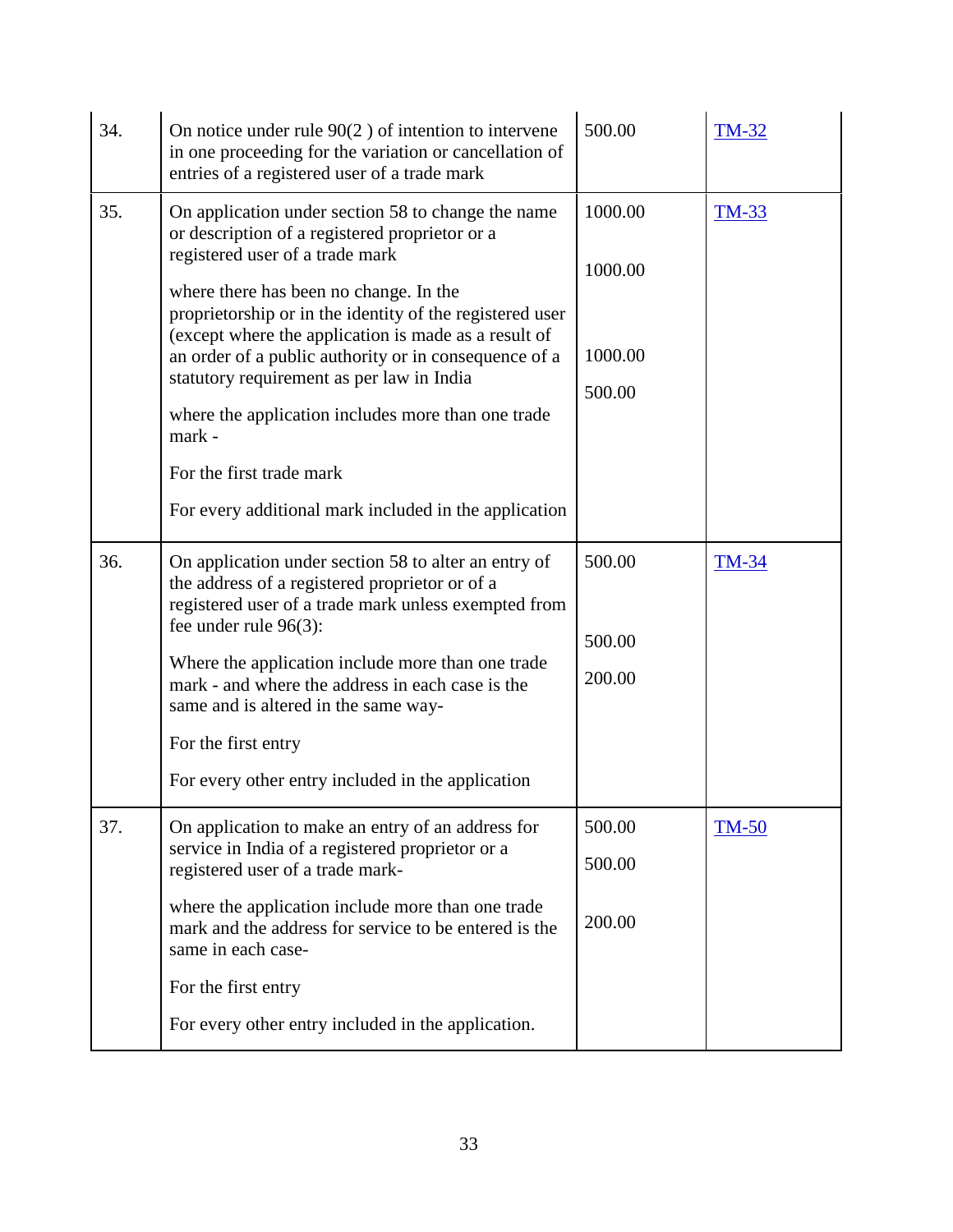| | | | |
|---|---|---|---|
| 34. | On notice under rule 90(2 ) of intention to intervene in one proceeding for the variation or cancellation of entries of a registered user of a trade mark | 500.00 | TM-32 |
| 35. | On application under section 58 to change the name or description of a registered proprietor or a registered user of a trade mark<br><br>where there has been no change. In the proprietorship or in the identity of the registered user (except where the application is made as a result of an order of a public authority or in consequence of a statutory requirement as per law in India<br><br>where the application includes more than one trade mark -<br><br>For the first trade mark<br><br>For every additional mark included in the application | 1000.00<br><br>1000.00<br><br>1000.00<br><br>500.00 | TM-33 |
| 36. | On application under section 58 to alter an entry of the address of a registered proprietor or of a registered user of a trade mark unless exempted from fee under rule 96(3):<br><br>Where the application include more than one trade mark - and where the address in each case is the same and is altered in the same way-<br><br>For the first entry<br><br>For every other entry included in the application | 500.00<br><br>500.00<br><br>200.00 | TM-34 |
| 37. | On application to make an entry of an address for service in India of a registered proprietor or a registered user of a trade mark-<br><br>where the application include more than one trade mark and the address for service to be entered is the same in each case-<br><br>For the first entry<br><br>For every other entry included in the application. | 500.00<br><br>500.00<br><br>200.00 | TM-50 |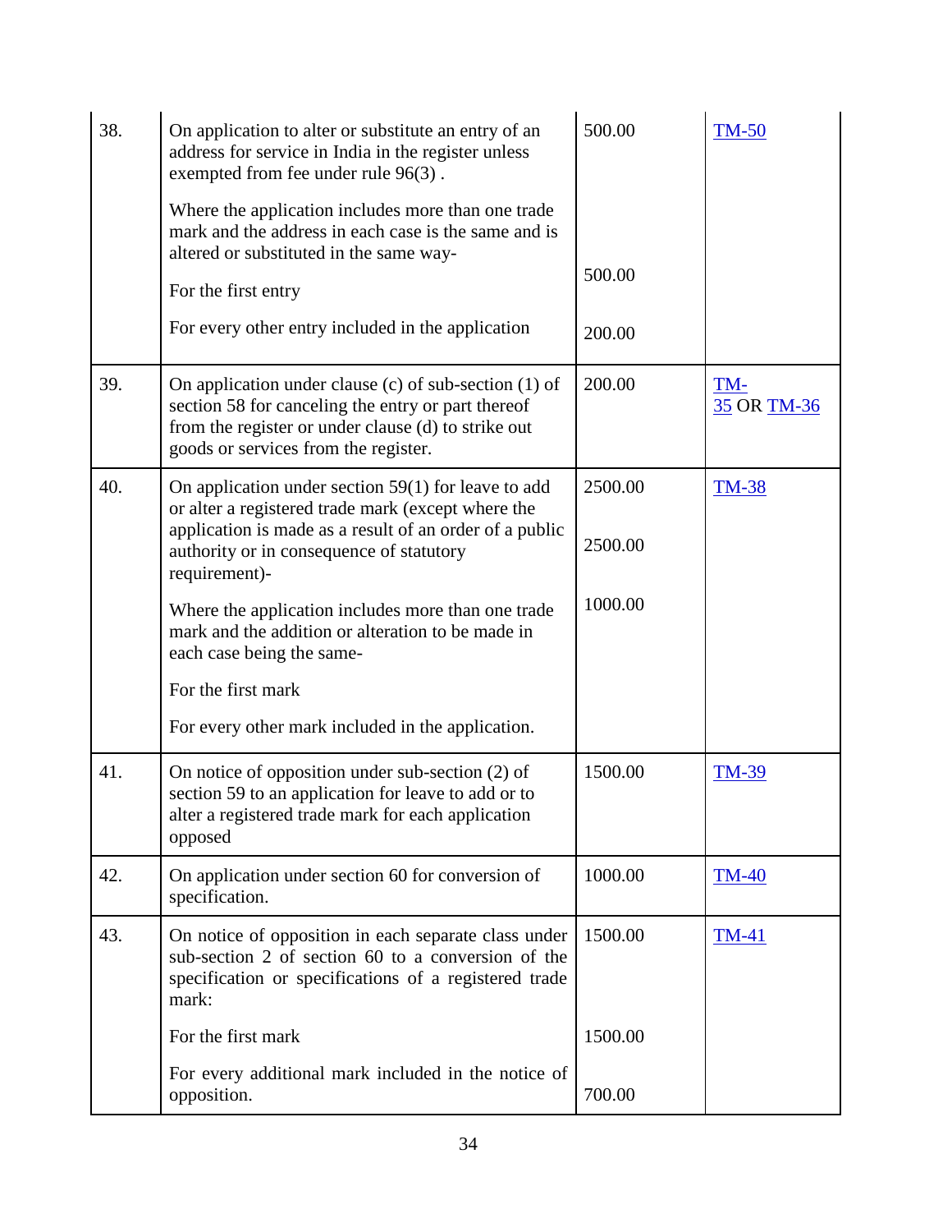| | | | |
|---|---|---|---|
| 38. | On application to alter or substitute an entry of an address for service in India in the register unless exempted from fee under rule 96(3) .<br><br>Where the application includes more than one trade mark and the address in each case is the same and is altered or substituted in the same way-<br><br>For the first entry<br><br>For every other entry included in the application | 500.00<br><br><br><br>500.00<br><br>200.00 | TM-50 |
| 39. | On application under clause (c) of sub-section (1) of section 58 for canceling the entry or part thereof from the register or under clause (d) to strike out goods or services from the register. | 200.00 | TM-35 OR TM-36 |
| 40. | On application under section 59(1) for leave to add or alter a registered trade mark (except where the application is made as a result of an order of a public authority or in consequence of statutory requirement)-<br><br>Where the application includes more than one trade mark and the addition or alteration to be made in each case being the same-<br><br>For the first mark<br><br>For every other mark included in the application. | 2500.00<br><br>2500.00<br><br>1000.00 | TM-38 |
| 41. | On notice of opposition under sub-section (2) of section 59 to an application for leave to add or to alter a registered trade mark for each application opposed | 1500.00 | TM-39 |
| 42. | On application under section 60 for conversion of specification. | 1000.00 | TM-40 |
| 43. | On notice of opposition in each separate class under sub-section 2 of section 60 to a conversion of the specification or specifications of a registered trade mark:<br><br>For the first mark<br><br>For every additional mark included in the notice of opposition. | 1500.00<br><br><br>1500.00<br><br>700.00 | TM-41 |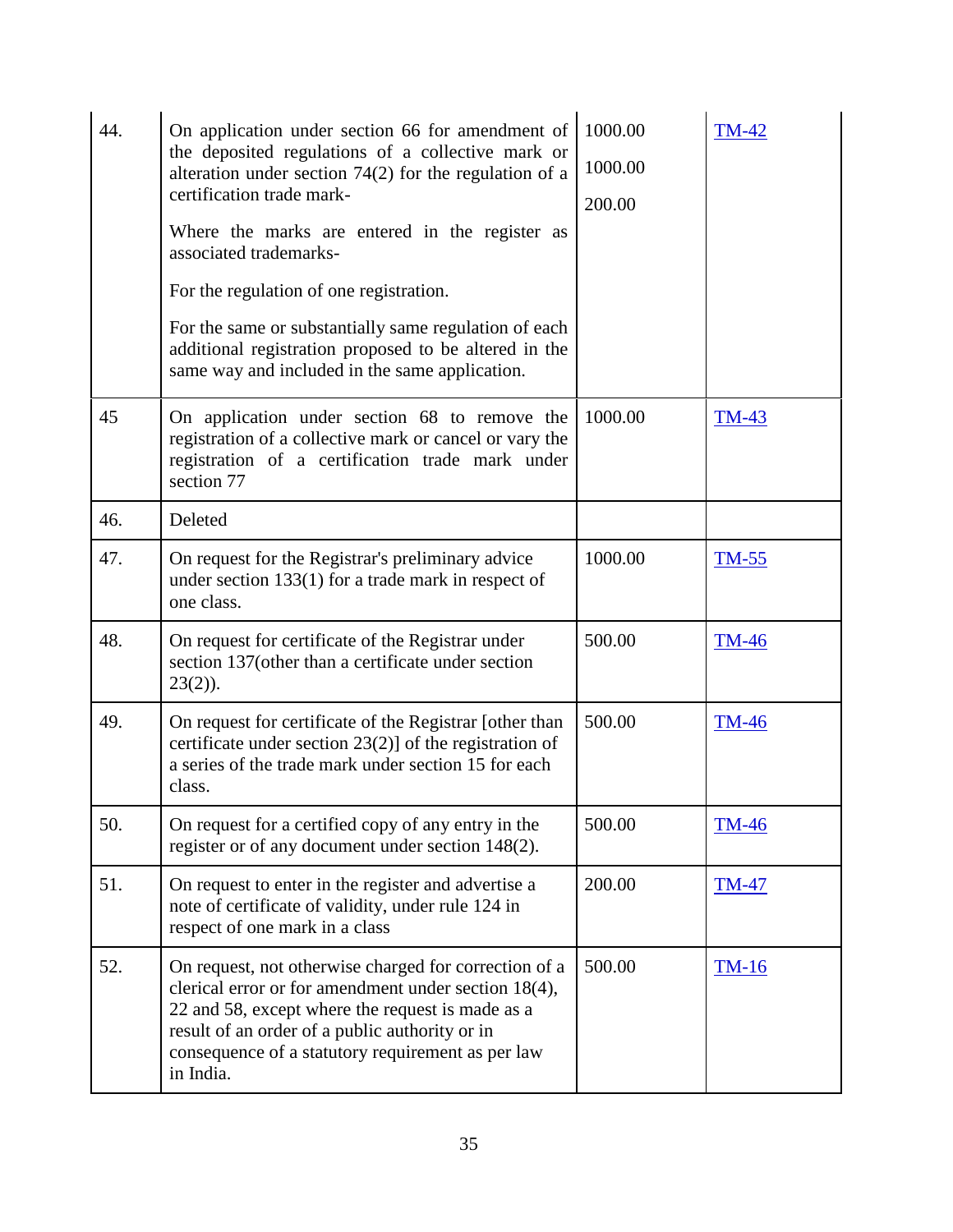| | | | |
|---|---|---|---|
| 44. | On application under section 66 for amendment of the deposited regulations of a collective mark or alteration under section 74(2) for the regulation of a certification trade mark-<br><br>Where the marks are entered in the register as associated trademarks-<br><br>For the regulation of one registration.<br><br>For the same or substantially same regulation of each additional registration proposed to be altered in the same way and included in the same application. | 1000.00<br><br>1000.00<br><br>200.00 | TM-42 |
| 45 | On application under section 68 to remove the registration of a collective mark or cancel or vary the registration of a certification trade mark under section 77 | 1000.00 | TM-43 |
| 46. | Deleted | | |
| 47. | On request for the Registrar's preliminary advice under section 133(1) for a trade mark in respect of one class. | 1000.00 | TM-55 |
| 48. | On request for certificate of the Registrar under section 137(other than a certificate under section 23(2)). | 500.00 | TM-46 |
| 49. | On request for certificate of the Registrar [other than certificate under section 23(2)] of the registration of a series of the trade mark under section 15 for each class. | 500.00 | TM-46 |
| 50. | On request for a certified copy of any entry in the register or of any document under section 148(2). | 500.00 | TM-46 |
| 51. | On request to enter in the register and advertise a note of certificate of validity, under rule 124 in respect of one mark in a class | 200.00 | TM-47 |
| 52. | On request, not otherwise charged for correction of a clerical error or for amendment under section 18(4), 22 and 58, except where the request is made as a result of an order of a public authority or in consequence of a statutory requirement as per law in India. | 500.00 | TM-16 |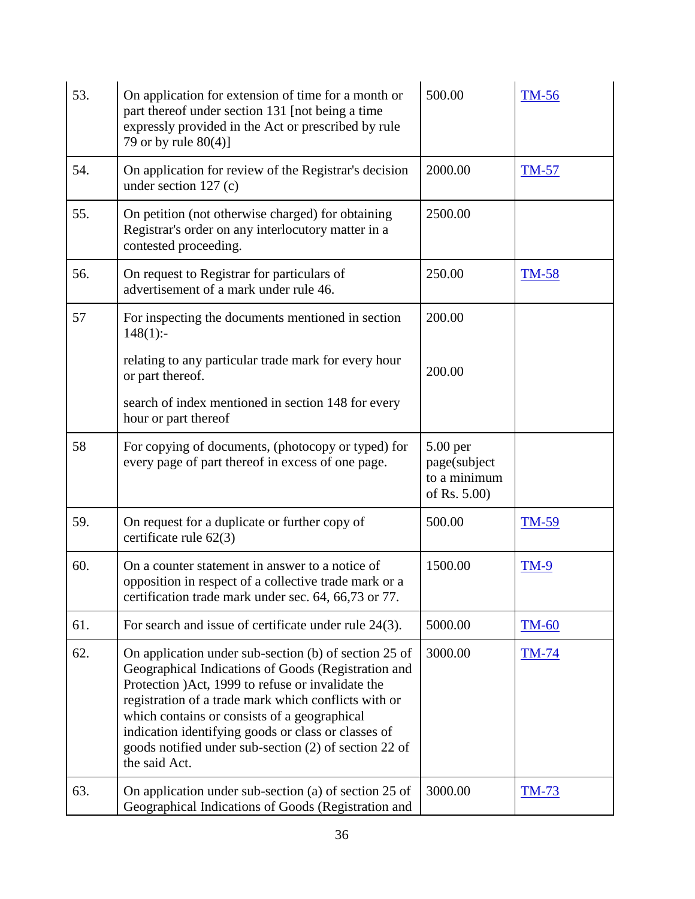| | | | |
|---|---|---|---|
| 53. | On application for extension of time for a month or part thereof under section 131 [not being a time expressly provided in the Act or prescribed by rule 79 or by rule 80(4)] | 500.00 | TM-56 |
| 54. | On application for review of the Registrar's decision under section 127 (c) | 2000.00 | TM-57 |
| 55. | On petition (not otherwise charged) for obtaining Registrar's order on any interlocutory matter in a contested proceeding. | 2500.00 | |
| 56. | On request to Registrar for particulars of advertisement of a mark under rule 46. | 250.00 | TM-58 |
| 57 | For inspecting the documents mentioned in section 148(1):-<br><br>relating to any particular trade mark for every hour or part thereof.<br><br>search of index mentioned in section 148 for every hour or part thereof | 200.00<br><br>200.00 | |
| 58 | For copying of documents, (photocopy or typed) for every page of part thereof in excess of one page. | 5.00 per page(subject to a minimum of Rs. 5.00) | |
| 59. | On request for a duplicate or further copy of certificate rule 62(3) | 500.00 | TM-59 |
| 60. | On a counter statement in answer to a notice of opposition in respect of a collective trade mark or a certification trade mark under sec. 64, 66,73 or 77. | 1500.00 | TM-9 |
| 61. | For search and issue of certificate under rule 24(3). | 5000.00 | TM-60 |
| 62. | On application under sub-section (b) of section 25 of Geographical Indications of Goods (Registration and Protection )Act, 1999 to refuse or invalidate the registration of a trade mark which conflicts with or which contains or consists of a geographical indication identifying goods or class or classes of goods notified under sub-section (2) of section 22 of the said Act. | 3000.00 | TM-74 |
| 63. | On application under sub-section (a) of section 25 of Geographical Indications of Goods (Registration and | 3000.00 | TM-73 |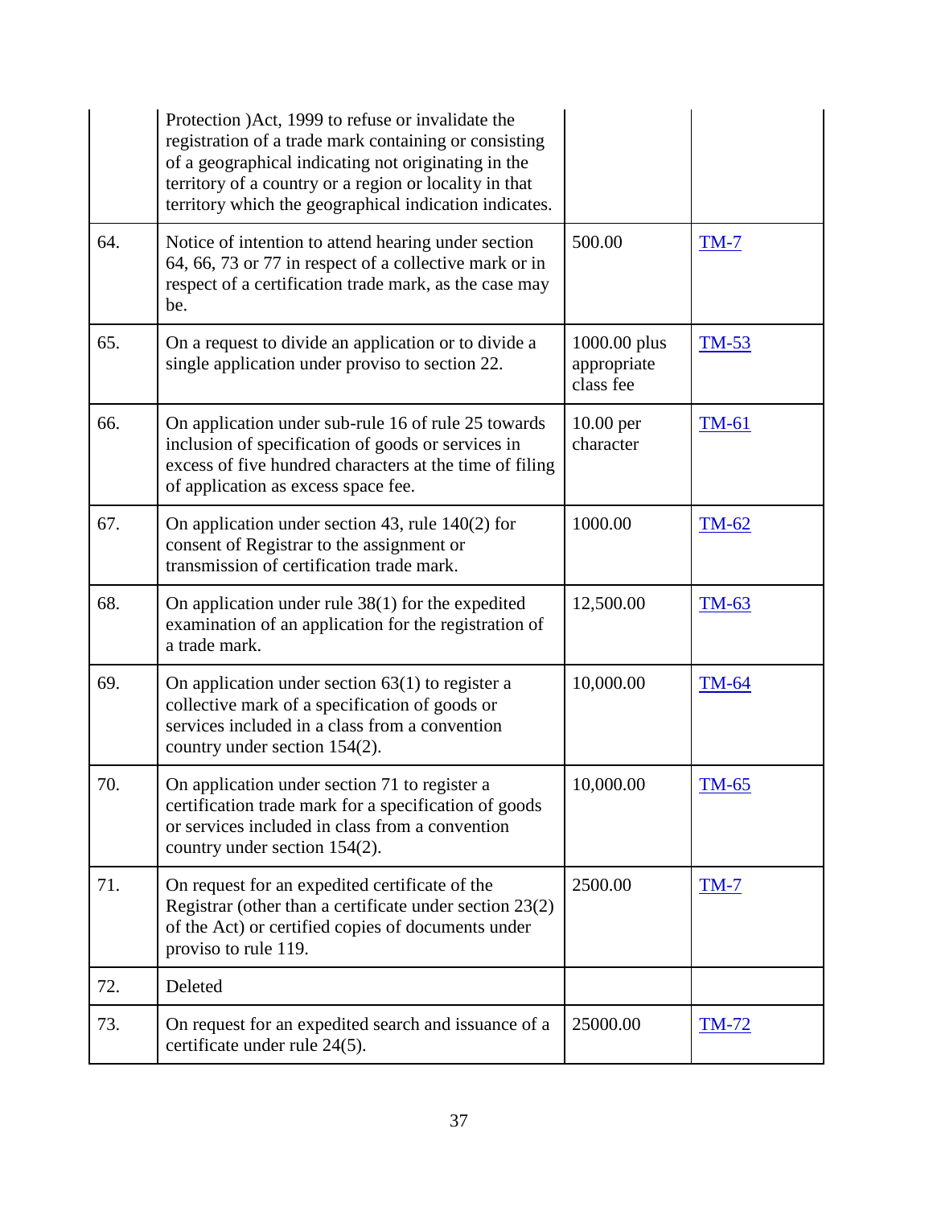| | | | |
|---|---|---|---|
| | Protection )Act, 1999 to refuse or invalidate the registration of a trade mark containing or consisting of a geographical indicating not originating in the territory of a country or a region or locality in that territory which the geographical indication indicates. | | |
| 64. | Notice of intention to attend hearing under section 64, 66, 73 or 77 in respect of a collective mark or in respect of a certification trade mark, as the case may be. | 500.00 | TM-7 |
| 65. | On a request to divide an application or to divide a single application under proviso to section 22. | 1000.00 plus appropriate class fee | TM-53 |
| 66. | On application under sub-rule 16 of rule 25 towards inclusion of specification of goods or services in excess of five hundred characters at the time of filing of application as excess space fee. | 10.00 per character | TM-61 |
| 67. | On application under section 43, rule 140(2) for consent of Registrar to the assignment or transmission of certification trade mark. | 1000.00 | TM-62 |
| 68. | On application under rule 38(1) for the expedited examination of an application for the registration of a trade mark. | 12,500.00 | TM-63 |
| 69. | On application under section 63(1) to register a collective mark of a specification of goods or services included in a class from a convention country under section 154(2). | 10,000.00 | TM-64 |
| 70. | On application under section 71 to register a certification trade mark for a specification of goods or services included in class from a convention country under section 154(2). | 10,000.00 | TM-65 |
| 71. | On request for an expedited certificate of the Registrar (other than a certificate under section 23(2) of the Act) or certified copies of documents under proviso to rule 119. | 2500.00 | TM-7 |
| 72. | Deleted | | |
| 73. | On request for an expedited search and issuance of a certificate under rule 24(5). | 25000.00 | TM-72 |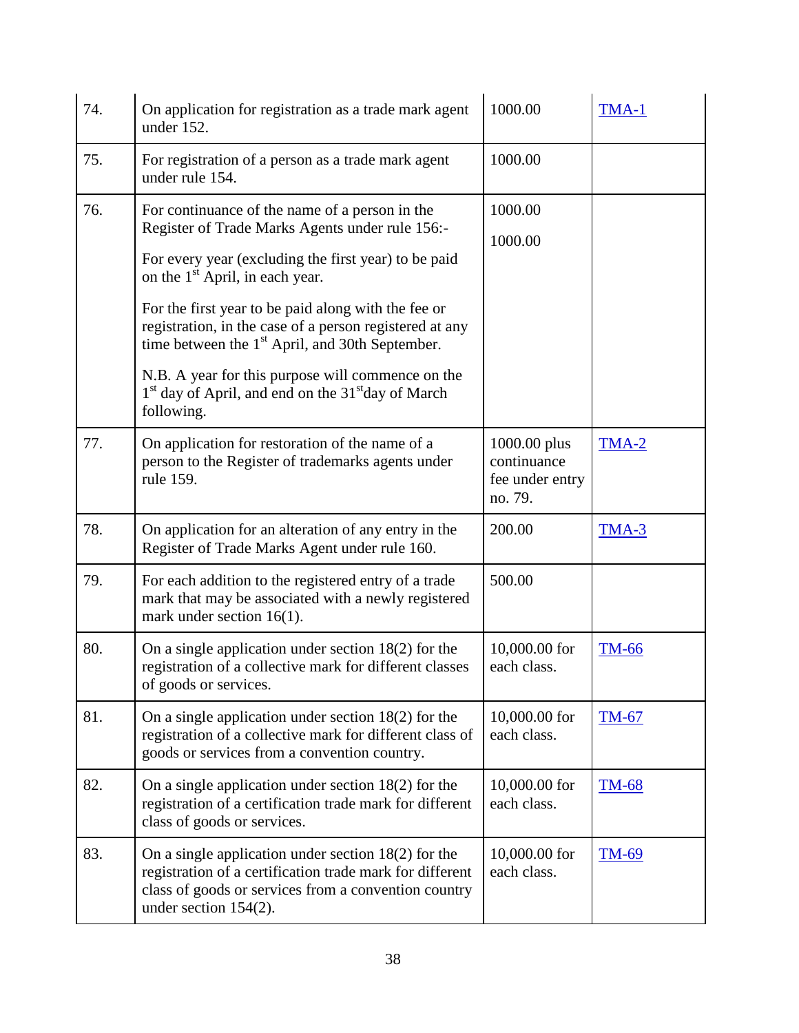| | | | |
|---|---|---|---|
| 74. | On application for registration as a trade mark agent under 152. | 1000.00 | TMA-1 |
| 75. | For registration of a person as a trade mark agent under rule 154. | 1000.00 | |
| 76. | For continuance of the name of a person in the Register of Trade Marks Agents under rule 156:-<br><br>For every year (excluding the first year) to be paid on the 1st April, in each year.<br><br>For the first year to be paid along with the fee or registration, in the case of a person registered at any time between the 1st April, and 30th September.<br><br>N.B. A year for this purpose will commence on the 1st day of April, and end on the 31st day of March following. | 1000.00<br><br>1000.00 | |
| 77. | On application for restoration of the name of a person to the Register of trademarks agents under rule 159. | 1000.00 plus continuance fee under entry no. 79. | TMA-2 |
| 78. | On application for an alteration of any entry in the Register of Trade Marks Agent under rule 160. | 200.00 | TMA-3 |
| 79. | For each addition to the registered entry of a trade mark that may be associated with a newly registered mark under section 16(1). | 500.00 | |
| 80. | On a single application under section 18(2) for the registration of a collective mark for different classes of goods or services. | 10,000.00 for each class. | TM-66 |
| 81. | On a single application under section 18(2) for the registration of a collective mark for different class of goods or services from a convention country. | 10,000.00 for each class. | TM-67 |
| 82. | On a single application under section 18(2) for the registration of a certification trade mark for different class of goods or services. | 10,000.00 for each class. | TM-68 |
| 83. | On a single application under section 18(2) for the registration of a certification trade mark for different class of goods or services from a convention country under section 154(2). | 10,000.00 for each class. | TM-69 |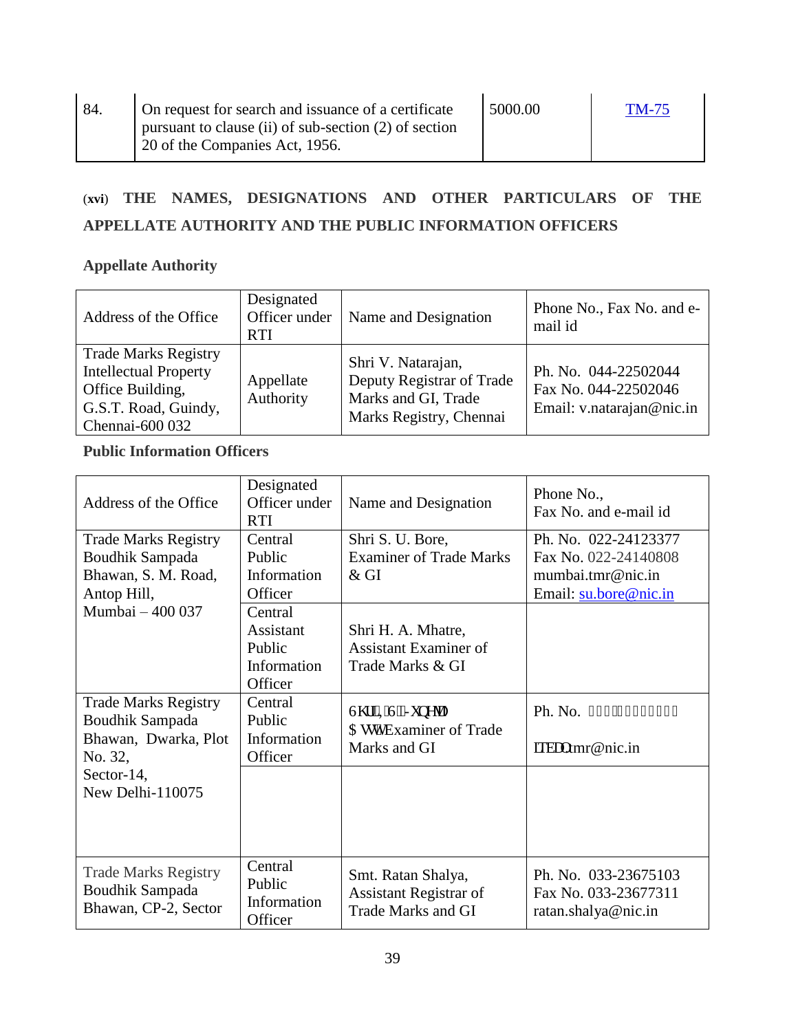| 84. | On request for search and issuance of a certificate pursuant to clause (ii) of sub-section (2) of section 20 of the Companies Act, 1956. | 5000.00 | TM-75 |
|---|---|---|---|

## (xvi) THE NAMES, DESIGNATIONS AND OTHER PARTICULARS OF THE APPELLATE AUTHORITY AND THE PUBLIC INFORMATION OFFICERS

### Appellate Authority

| Address of the Office | Designated Officer under RTI | Name and Designation | Phone No., Fax No. and e-mail id |
|---|---|---|---|
| Trade Marks Registry Intellectual Property Office Building, G.S.T. Road, Guindy, Chennai-600 032 | Appellate Authority | Shri V. Natarajan, Deputy Registrar of Trade Marks and GI, Trade Marks Registry, Chennai | Ph. No. 044-22502044<br>Fax No. 044-22502046<br>Email: v.natarajan@nic.in |

### Public Information Officers

| Address of the Office | Designated Officer under RTI | Name and Designation | Phone No., Fax No. and e-mail id |
|---|---|---|---|
| Trade Marks Registry Boudhik Sampada Bhawan, S. M. Road, Antop Hill, Mumbai – 400 037 | Central Public Information Officer | Shri S. U. Bore, Examiner of Trade Marks & GI | Ph. No. 022-24123377<br>Fax No. 022-24140808<br>mumbai.tmr@nic.in<br>Email: su.bore@nic.in |
| | Central Assistant Public Information Officer | Shri H. A. Mhatre, Assistant Examiner of Trade Marks & GI | |
| Trade Marks Registry Boudhik Sampada Bhawan, Dwarka, Plot No. 32, Sector-14, New Delhi-110075 | Central Public Information Officer | 6KUL,6-XQHMD<br>$ WWExaminer of Trade Marks and GI | Ph. No.<br>ITEDQtmr@nic.in |
| | | | |
| Trade Marks Registry Boudhik Sampada Bhawan, CP-2, Sector | Central Public Information Officer | Smt. Ratan Shalya, Assistant Registrar of Trade Marks and GI | Ph. No. 033-23675103<br>Fax No. 033-23677311<br>ratan.shalya@nic.in |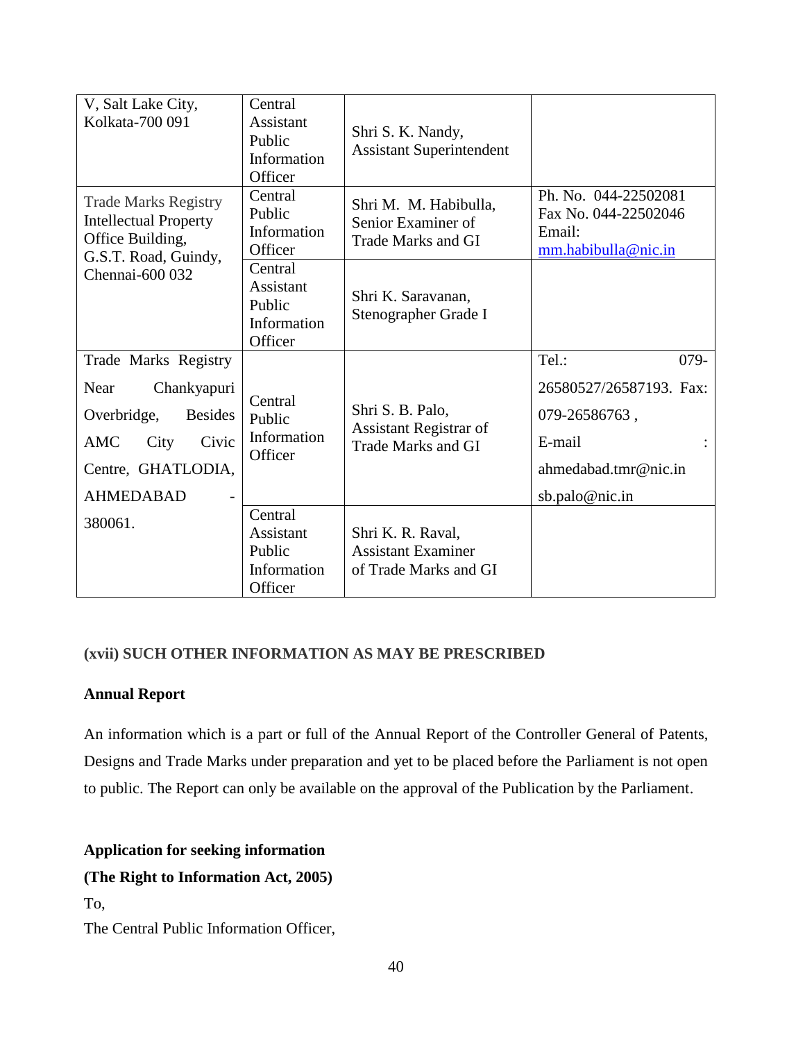| | | | |
|---|---|---|---|
| V, Salt Lake City, Kolkata-700 091 | Central Assistant Public Information Officer | Shri S. K. Nandy, Assistant Superintendent | |
| Trade Marks Registry Intellectual Property Office Building, G.S.T. Road, Guindy, Chennai-600 032 | Central Public Information Officer | Shri M. M. Habibulla, Senior Examiner of Trade Marks and GI | Ph. No. 044-22502081 Fax No. 044-22502046 Email: mm.habibulla@nic.in |
| | Central Assistant Public Information Officer | Shri K. Saravanan, Stenographer Grade I | |
| Trade Marks Registry Near Chankyapuri Overbridge, Besides AMC City Civic Centre, GHATLODIA, AHMEDABAD - 380061. | Central Public Information Officer | Shri S. B. Palo, Assistant Registrar of Trade Marks and GI | Tel.: 079-26580527/26587193. Fax: 079-26586763 , E-mail : ahmedabad.tmr@nic.in sb.palo@nic.in |
| | Central Assistant Public Information Officer | Shri K. R. Raval, Assistant Examiner of Trade Marks and GI | |

**(xvii) SUCH OTHER INFORMATION AS MAY BE PRESCRIBED**

**Annual Report**

An information which is a part or full of the Annual Report of the Controller General of Patents, Designs and Trade Marks under preparation and yet to be placed before the Parliament is not open to public. The Report can only be available on the approval of the Publication by the Parliament.

**Application for seeking information**

**(The Right to Information Act, 2005)**

To,

The Central Public Information Officer,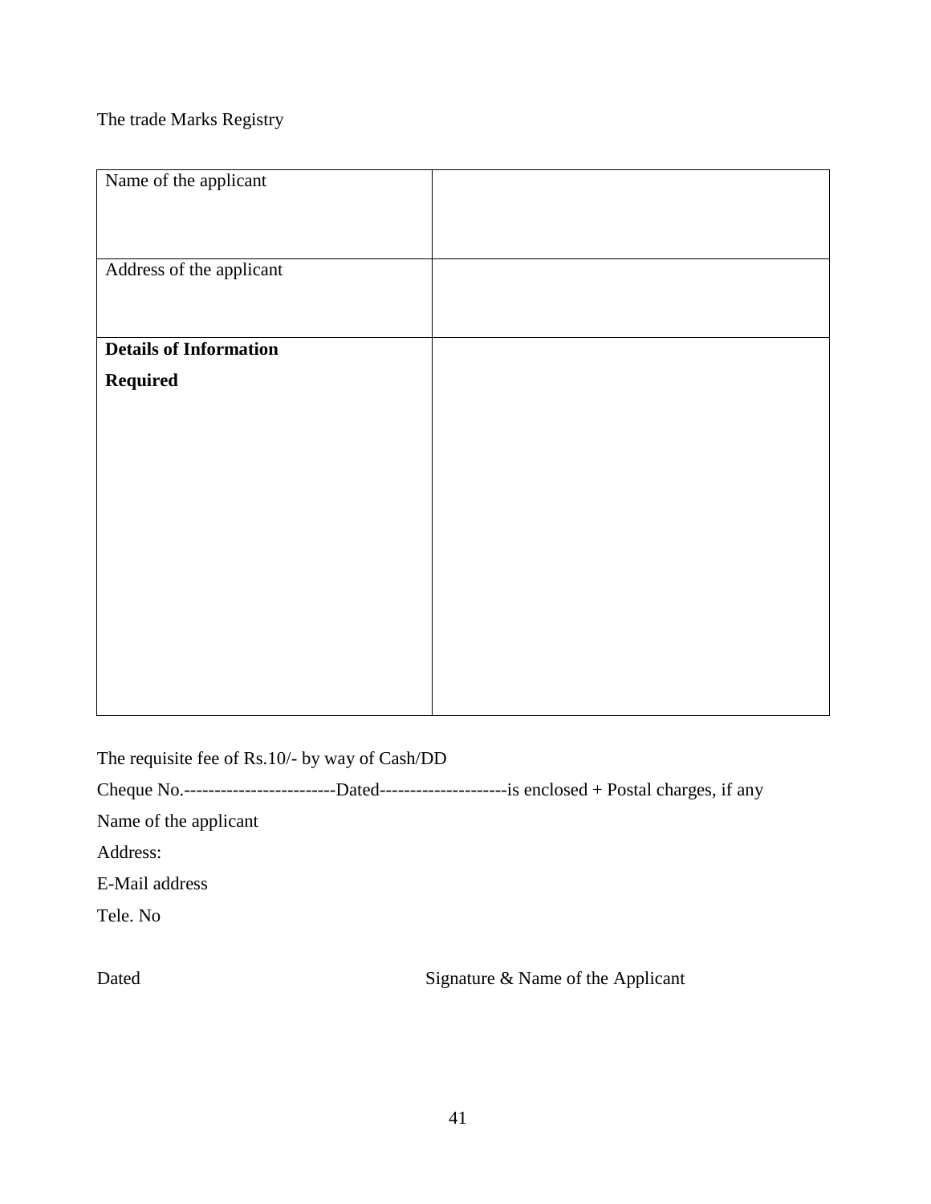The trade Marks Registry

| | |
|---|---|
| Name of the applicant | |
| Address of the applicant | |
| **Details of Information Required** | |

The requisite fee of Rs.10/- by way of Cash/DD

Cheque No.-------------------------Dated---------------------is enclosed + Postal charges, if any

Name of the applicant

Address:

E-Mail address

Tele. No

Dated                                                    Signature & Name of the Applicant